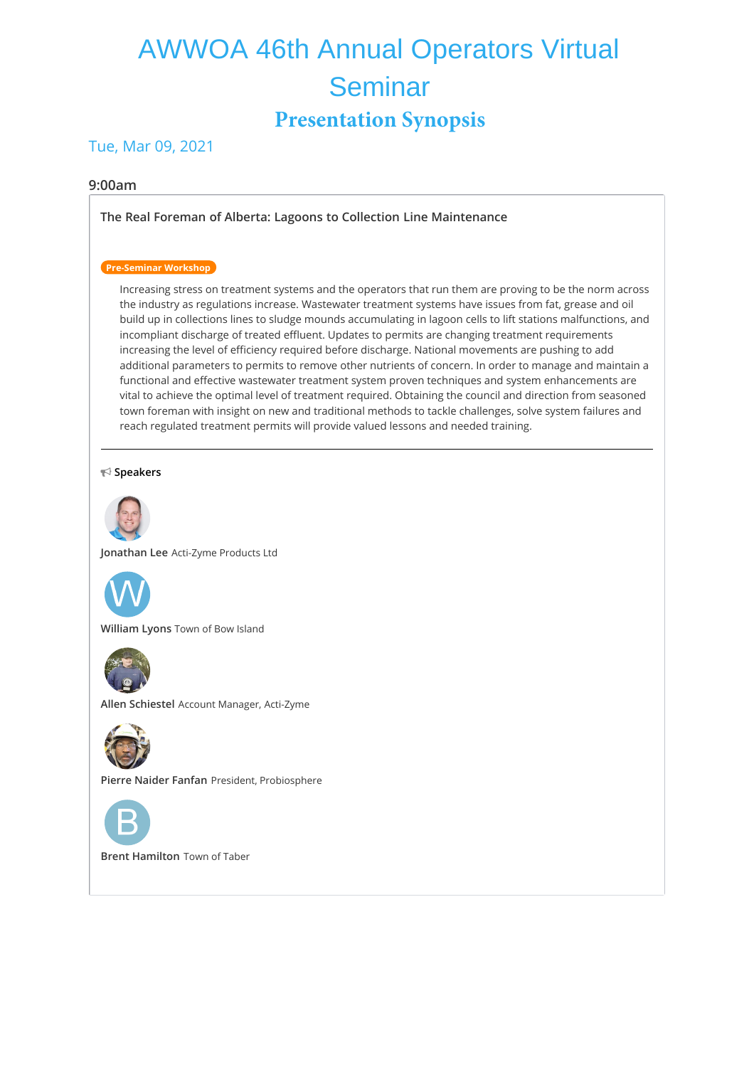# AWWOA 46th Annual Operators Virtual Seminar

## Presentation Synopsis

### Tue, Mar 09, 2021

#### 9:00am

**The Real Foreman of Alberta: Lagoons to Collection Line Maintenance**

Pre-Seminar Workshop

Increasing stress on treatment systems and the operators that run them are proving to be the norm across the industry as regulations increase. Wastewater treatment systems have issues from fat, grease and oil build up in collections lines to sludge mounds accumulating in lagoon cells to lift stations malfunctions, and incompliant discharge of treated effluent. Updates to permits are changing treatment requirements increasing the level of efficiency required before discharge. National movements are pushing to add additional parameters to permits to remove other nutrients of concern. In order to manage and maintain a functional and effective wastewater treatment system proven techniques and system enhancements are vital to achieve the optimal level of treatment required. Obtaining the council and direction from seasoned town foreman with insight on new and traditional methods to tackle challenges, solve system failures and reach regulated treatment permits will provide valued lessons and needed training.

---

**Speakers**

**Jonathan Lee** Acti-Zyme Products Ltd

**William Lyons** Town of Bow Island

**Allen Schiestel** Account Manager, Acti-Zyme

**Pierre Naider Fanfan** President, Probiosphere

**Brent Hamilton** Town of Taber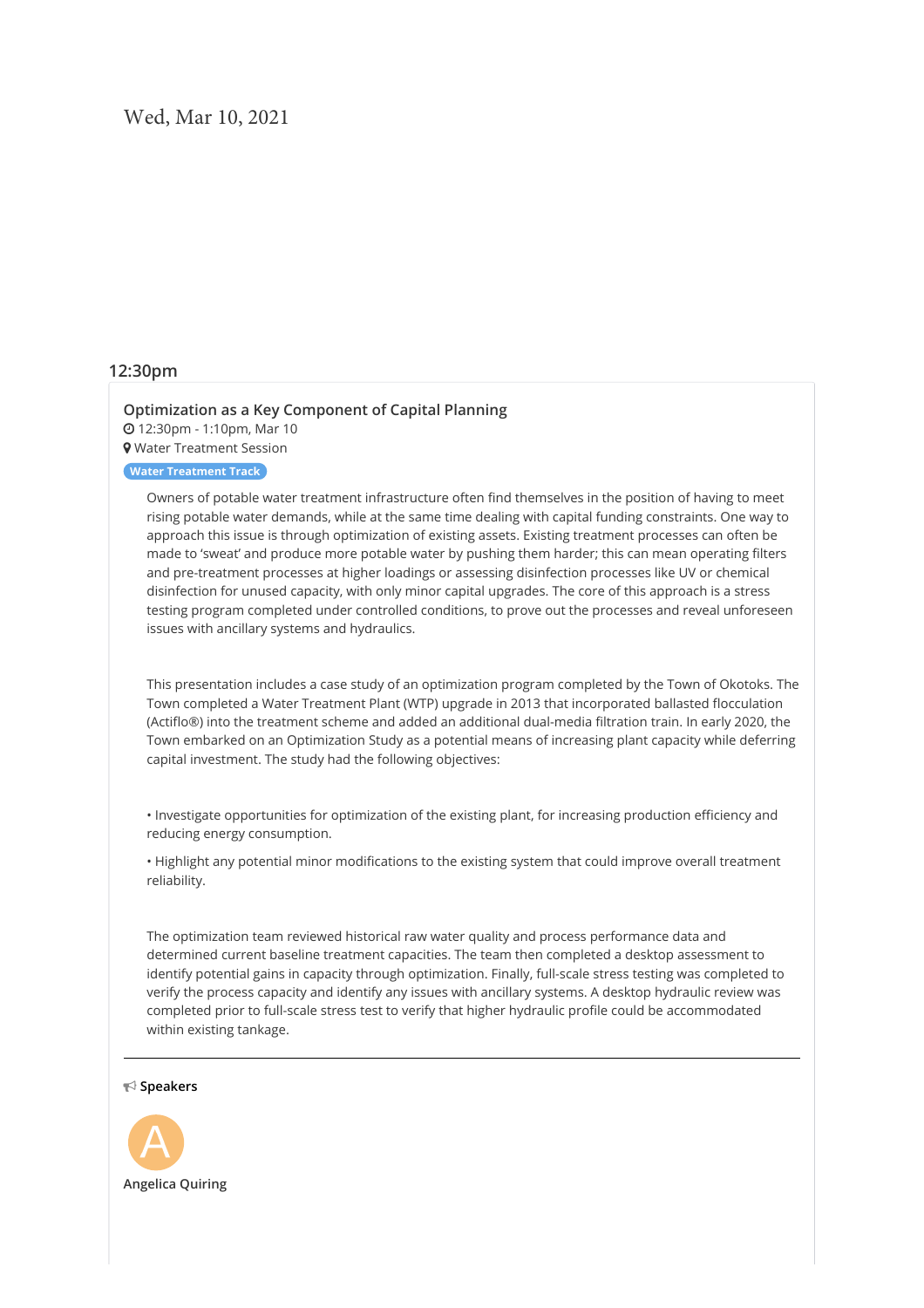Wed, Mar 10, 2021

## 12:30pm

### Optimization as a Key Component of Capital Planning

12:30pm - 1:10pm, Mar 10

Water Treatment Session

**Water Treatment Track**

Owners of potable water treatment infrastructure often find themselves in the position of having to meet rising potable water demands, while at the same time dealing with capital funding constraints. One way to approach this issue is through optimization of existing assets. Existing treatment processes can often be made to 'sweat' and produce more potable water by pushing them harder; this can mean operating filters and pre-treatment processes at higher loadings or assessing disinfection processes like UV or chemical disinfection for unused capacity, with only minor capital upgrades. The core of this approach is a stress testing program completed under controlled conditions, to prove out the processes and reveal unforeseen issues with ancillary systems and hydraulics.

This presentation includes a case study of an optimization program completed by the Town of Okotoks. The Town completed a Water Treatment Plant (WTP) upgrade in 2013 that incorporated ballasted flocculation (Actiflo®) into the treatment scheme and added an additional dual-media filtration train. In early 2020, the Town embarked on an Optimization Study as a potential means of increasing plant capacity while deferring capital investment. The study had the following objectives:

- Investigate opportunities for optimization of the existing plant, for increasing production efficiency and reducing energy consumption.
- Highlight any potential minor modifications to the existing system that could improve overall treatment reliability.

The optimization team reviewed historical raw water quality and process performance data and determined current baseline treatment capacities. The team then completed a desktop assessment to identify potential gains in capacity through optimization. Finally, full-scale stress testing was completed to verify the process capacity and identify any issues with ancillary systems. A desktop hydraulic review was completed prior to full-scale stress test to verify that higher hydraulic profile could be accommodated within existing tankage.

---

**Speakers**

Angelica Quiring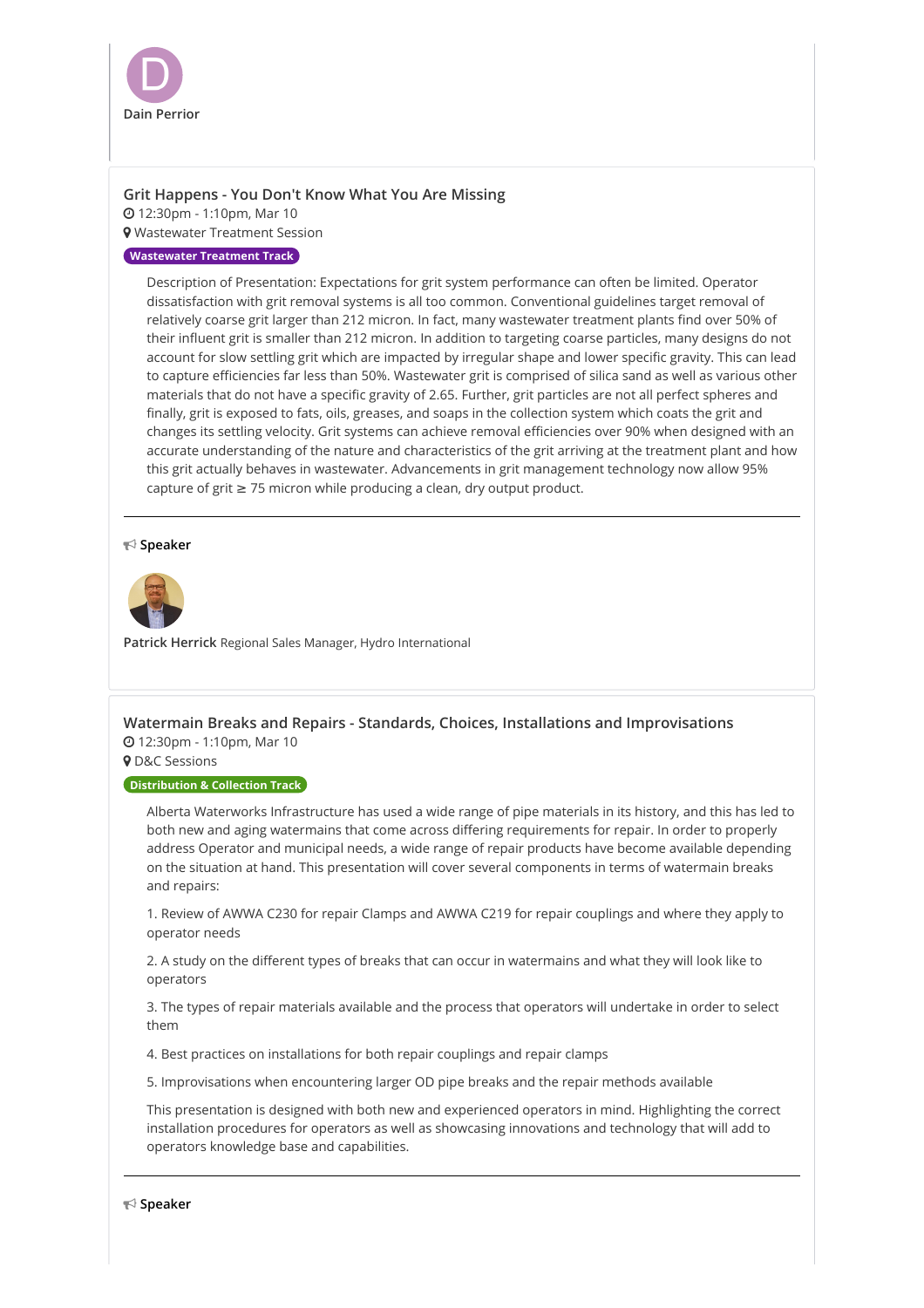Dain Perrior

### Grit Happens - You Don't Know What You Are Missing

12:30pm - 1:10pm, Mar 10

Wastewater Treatment Session

**Wastewater Treatment Track**

Description of Presentation: Expectations for grit system performance can often be limited. Operator dissatisfaction with grit removal systems is all too common. Conventional guidelines target removal of relatively coarse grit larger than 212 micron. In fact, many wastewater treatment plants find over 50% of their influent grit is smaller than 212 micron. In addition to targeting coarse particles, many designs do not account for slow settling grit which are impacted by irregular shape and lower specific gravity. This can lead to capture efficiencies far less than 50%. Wastewater grit is comprised of silica sand as well as various other materials that do not have a specific gravity of 2.65. Further, grit particles are not all perfect spheres and finally, grit is exposed to fats, oils, greases, and soaps in the collection system which coats the grit and changes its settling velocity. Grit systems can achieve removal efficiencies over 90% when designed with an accurate understanding of the nature and characteristics of the grit arriving at the treatment plant and how this grit actually behaves in wastewater. Advancements in grit management technology now allow 95% capture of grit ≥ 75 micron while producing a clean, dry output product.

---

**Speaker**

**Patrick Herrick** Regional Sales Manager, Hydro International

### Watermain Breaks and Repairs - Standards, Choices, Installations and Improvisations

12:30pm - 1:10pm, Mar 10

D&C Sessions

**Distribution & Collection Track**

Alberta Waterworks Infrastructure has used a wide range of pipe materials in its history, and this has led to both new and aging watermains that come across differing requirements for repair. In order to properly address Operator and municipal needs, a wide range of repair products have become available depending on the situation at hand. This presentation will cover several components in terms of watermain breaks and repairs:

1. Review of AWWA C230 for repair Clamps and AWWA C219 for repair couplings and where they apply to operator needs

2. A study on the different types of breaks that can occur in watermains and what they will look like to operators

3. The types of repair materials available and the process that operators will undertake in order to select them

4. Best practices on installations for both repair couplings and repair clamps

5. Improvisations when encountering larger OD pipe breaks and the repair methods available

This presentation is designed with both new and experienced operators in mind. Highlighting the correct installation procedures for operators as well as showcasing innovations and technology that will add to operators knowledge base and capabilities.

---

**Speaker**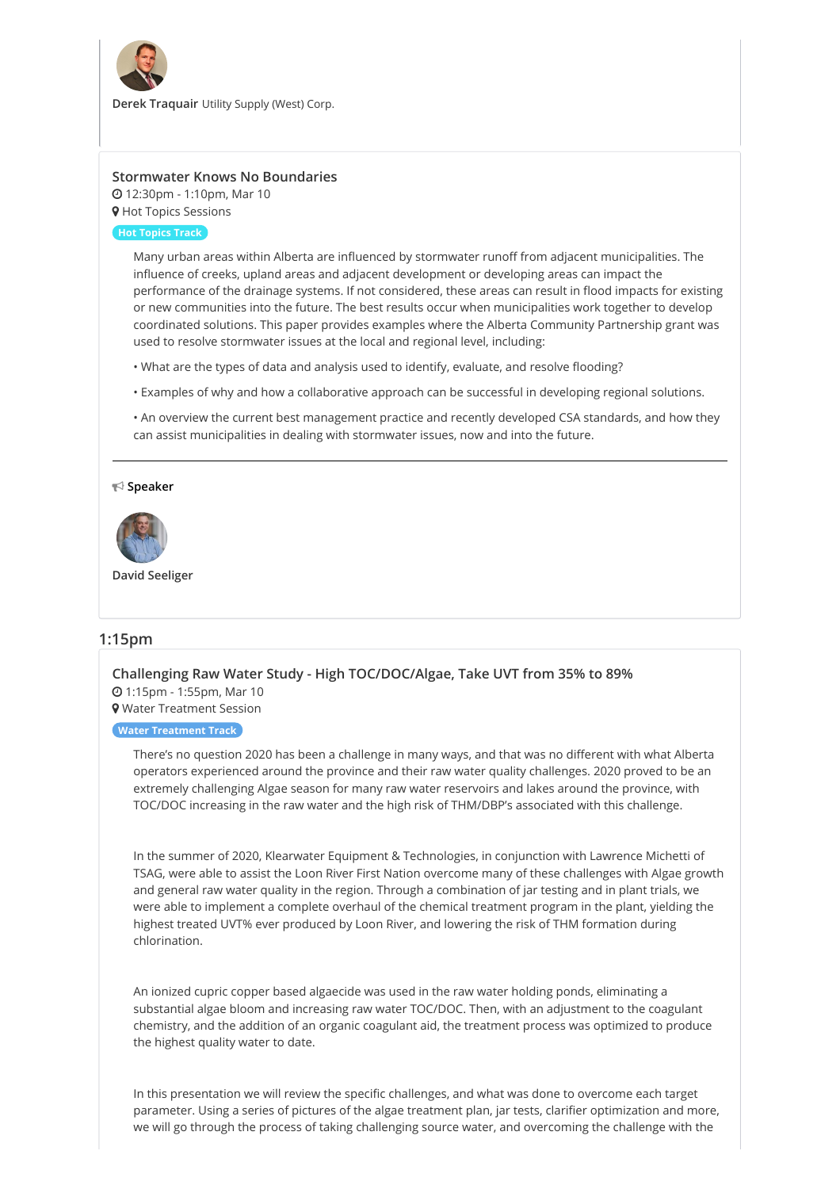**Derek Traquair** Utility Supply (West) Corp.

### Stormwater Knows No Boundaries

12:30pm - 1:10pm, Mar 10

Hot Topics Sessions

Hot Topics Track

Many urban areas within Alberta are influenced by stormwater runoff from adjacent municipalities. The influence of creeks, upland areas and adjacent development or developing areas can impact the performance of the drainage systems. If not considered, these areas can result in flood impacts for existing or new communities into the future. The best results occur when municipalities work together to develop coordinated solutions. This paper provides examples where the Alberta Community Partnership grant was used to resolve stormwater issues at the local and regional level, including:

• What are the types of data and analysis used to identify, evaluate, and resolve flooding?

• Examples of why and how a collaborative approach can be successful in developing regional solutions.

• An overview the current best management practice and recently developed CSA standards, and how they can assist municipalities in dealing with stormwater issues, now and into the future.

---

**Speaker**

**David Seeliger**

## 1:15pm

### Challenging Raw Water Study - High TOC/DOC/Algae, Take UVT from 35% to 89%

1:15pm - 1:55pm, Mar 10

Water Treatment Session

Water Treatment Track

There's no question 2020 has been a challenge in many ways, and that was no different with what Alberta operators experienced around the province and their raw water quality challenges. 2020 proved to be an extremely challenging Algae season for many raw water reservoirs and lakes around the province, with TOC/DOC increasing in the raw water and the high risk of THM/DBP's associated with this challenge.

In the summer of 2020, Klearwater Equipment & Technologies, in conjunction with Lawrence Michetti of TSAG, were able to assist the Loon River First Nation overcome many of these challenges with Algae growth and general raw water quality in the region. Through a combination of jar testing and in plant trials, we were able to implement a complete overhaul of the chemical treatment program in the plant, yielding the highest treated UVT% ever produced by Loon River, and lowering the risk of THM formation during chlorination.

An ionized cupric copper based algaecide was used in the raw water holding ponds, eliminating a substantial algae bloom and increasing raw water TOC/DOC. Then, with an adjustment to the coagulant chemistry, and the addition of an organic coagulant aid, the treatment process was optimized to produce the highest quality water to date.

In this presentation we will review the specific challenges, and what was done to overcome each target parameter. Using a series of pictures of the algae treatment plan, jar tests, clarifier optimization and more, we will go through the process of taking challenging source water, and overcoming the challenge with the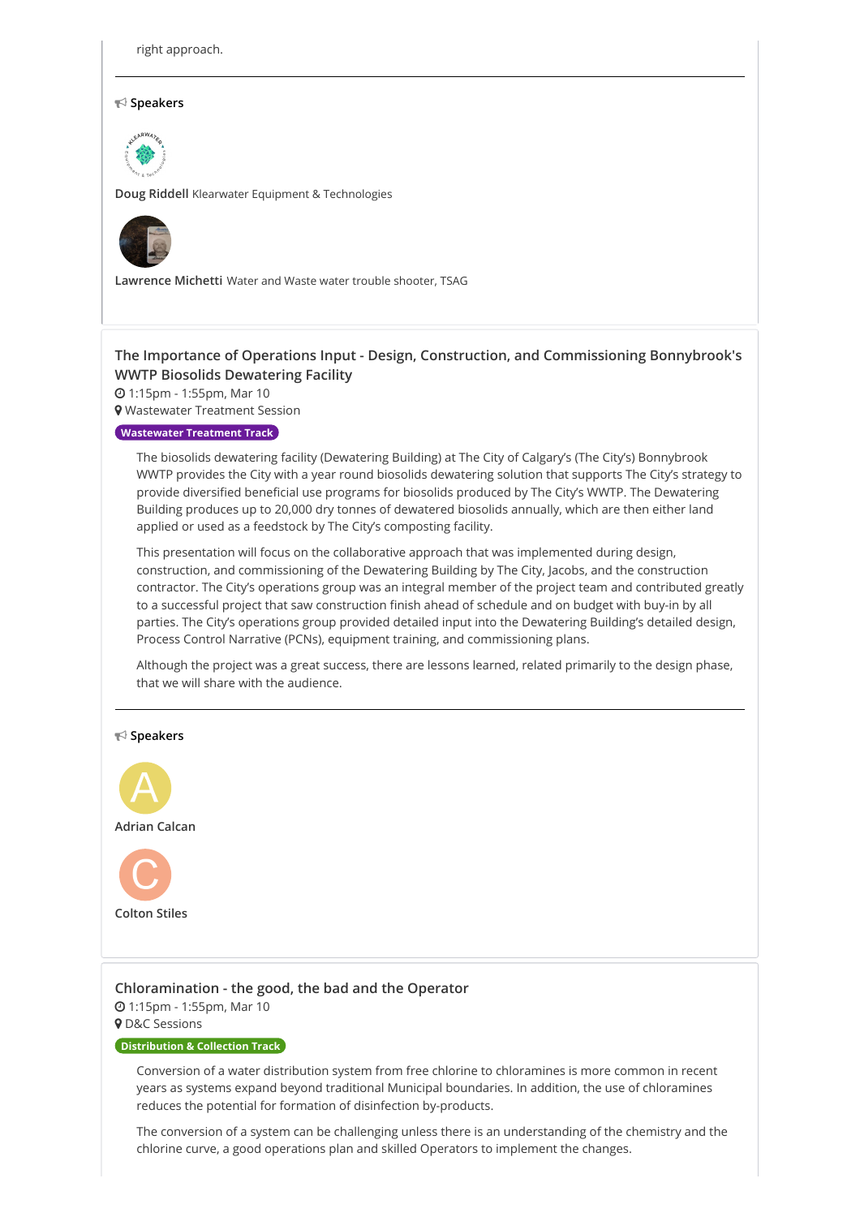right approach.

**Speakers**

**Doug Riddell** Klearwater Equipment & Technologies

**Lawrence Michetti** Water and Waste water trouble shooter, TSAG

### The Importance of Operations Input - Design, Construction, and Commissioning Bonnybrook's WWTP Biosolids Dewatering Facility

1:15pm - 1:55pm, Mar 10

Wastewater Treatment Session

**Wastewater Treatment Track**

The biosolids dewatering facility (Dewatering Building) at The City of Calgary's (The City's) Bonnybrook WWTP provides the City with a year round biosolids dewatering solution that supports The City's strategy to provide diversified beneficial use programs for biosolids produced by The City's WWTP. The Dewatering Building produces up to 20,000 dry tonnes of dewatered biosolids annually, which are then either land applied or used as a feedstock by The City's composting facility.

This presentation will focus on the collaborative approach that was implemented during design, construction, and commissioning of the Dewatering Building by The City, Jacobs, and the construction contractor. The City's operations group was an integral member of the project team and contributed greatly to a successful project that saw construction finish ahead of schedule and on budget with buy-in by all parties. The City's operations group provided detailed input into the Dewatering Building's detailed design, Process Control Narrative (PCNs), equipment training, and commissioning plans.

Although the project was a great success, there are lessons learned, related primarily to the design phase, that we will share with the audience.

**Speakers**

**Adrian Calcan**

**Colton Stiles**

### Chloramination - the good, the bad and the Operator

1:15pm - 1:55pm, Mar 10

D&C Sessions

**Distribution & Collection Track**

Conversion of a water distribution system from free chlorine to chloramines is more common in recent years as systems expand beyond traditional Municipal boundaries. In addition, the use of chloramines reduces the potential for formation of disinfection by-products.

The conversion of a system can be challenging unless there is an understanding of the chemistry and the chlorine curve, a good operations plan and skilled Operators to implement the changes.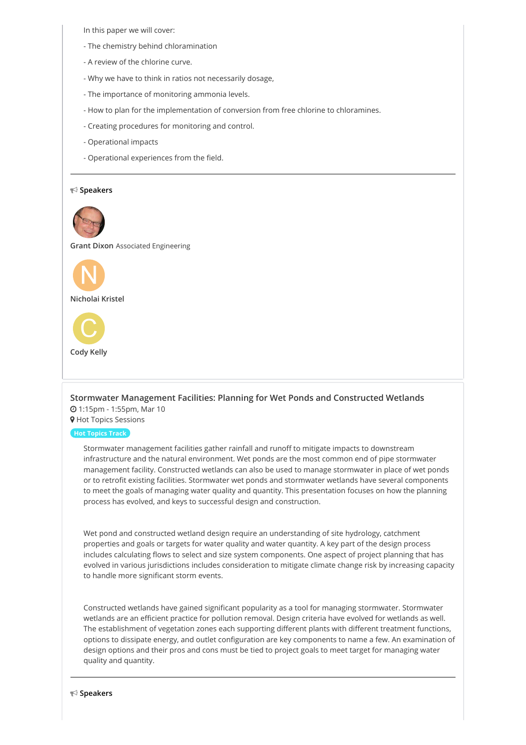In this paper we will cover:

- The chemistry behind chloramination

- A review of the chlorine curve.

- Why we have to think in ratios not necessarily dosage,

- The importance of monitoring ammonia levels.

- How to plan for the implementation of conversion from free chlorine to chloramines.

- Creating procedures for monitoring and control.

- Operational impacts

- Operational experiences from the field.

---

**Speakers**

**Grant Dixon** Associated Engineering

N

**Nicholai Kristel**

C

**Cody Kelly**

### Stormwater Management Facilities: Planning for Wet Ponds and Constructed Wetlands

1:15pm - 1:55pm, Mar 10

Hot Topics Sessions

Hot Topics Track

Stormwater management facilities gather rainfall and runoff to mitigate impacts to downstream infrastructure and the natural environment. Wet ponds are the most common end of pipe stormwater management facility. Constructed wetlands can also be used to manage stormwater in place of wet ponds or to retrofit existing facilities. Stormwater wet ponds and stormwater wetlands have several components to meet the goals of managing water quality and quantity. This presentation focuses on how the planning process has evolved, and keys to successful design and construction.

Wet pond and constructed wetland design require an understanding of site hydrology, catchment properties and goals or targets for water quality and water quantity. A key part of the design process includes calculating flows to select and size system components. One aspect of project planning that has evolved in various jurisdictions includes consideration to mitigate climate change risk by increasing capacity to handle more significant storm events.

Constructed wetlands have gained significant popularity as a tool for managing stormwater. Stormwater wetlands are an efficient practice for pollution removal. Design criteria have evolved for wetlands as well. The establishment of vegetation zones each supporting different plants with different treatment functions, options to dissipate energy, and outlet configuration are key components to name a few. An examination of design options and their pros and cons must be tied to project goals to meet target for managing water quality and quantity.

---

**Speakers**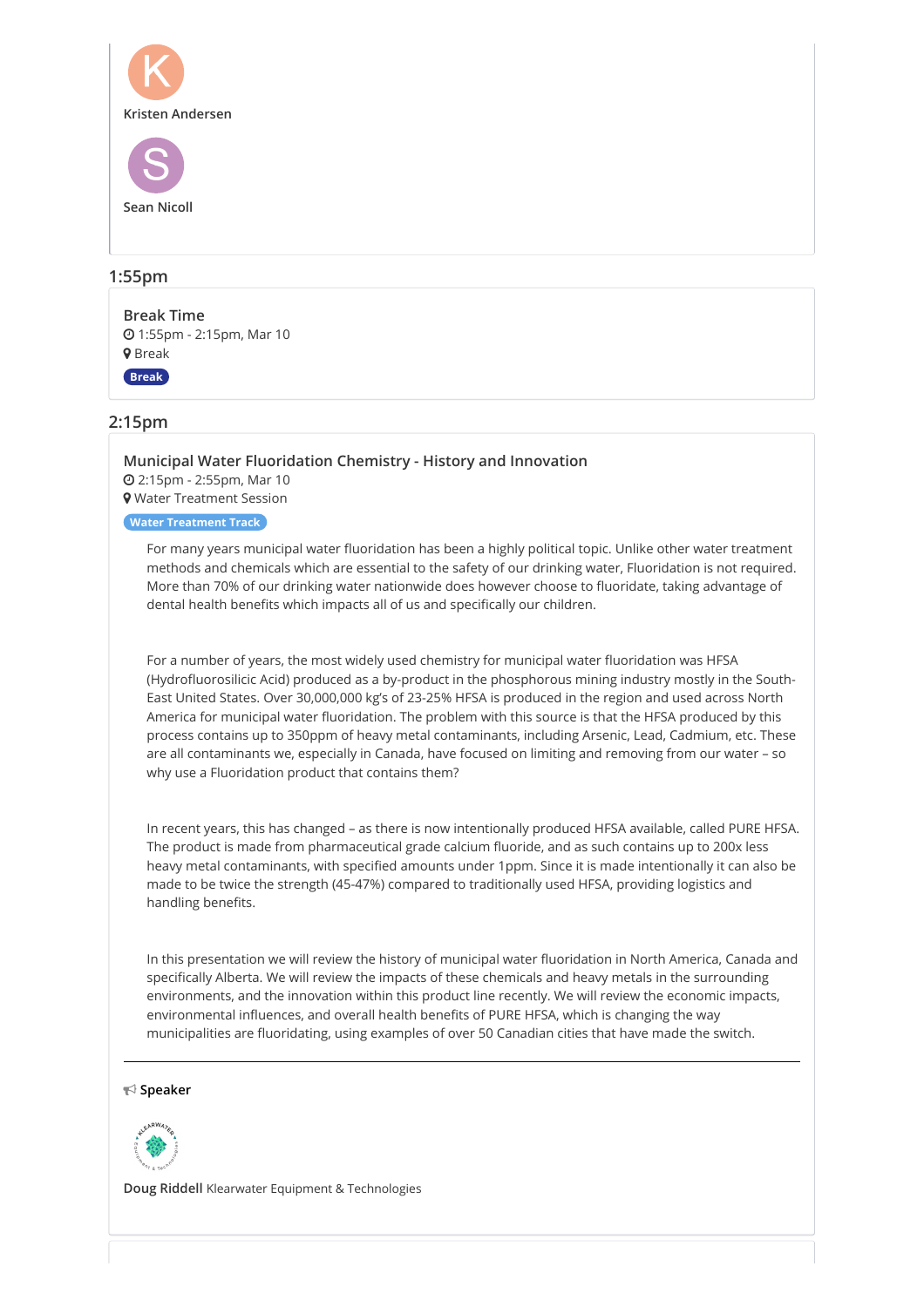Kristen Andersen

Sean Nicoll

## 1:55pm

### Break Time

1:55pm - 2:15pm, Mar 10

Break

**Break**

## 2:15pm

### Municipal Water Fluoridation Chemistry - History and Innovation

2:15pm - 2:55pm, Mar 10

Water Treatment Session

**Water Treatment Track**

For many years municipal water fluoridation has been a highly political topic. Unlike other water treatment methods and chemicals which are essential to the safety of our drinking water, Fluoridation is not required. More than 70% of our drinking water nationwide does however choose to fluoridate, taking advantage of dental health benefits which impacts all of us and specifically our children.

For a number of years, the most widely used chemistry for municipal water fluoridation was HFSA (Hydrofluorosilicic Acid) produced as a by-product in the phosphorous mining industry mostly in the South-East United States. Over 30,000,000 kg's of 23-25% HFSA is produced in the region and used across North America for municipal water fluoridation. The problem with this source is that the HFSA produced by this process contains up to 350ppm of heavy metal contaminants, including Arsenic, Lead, Cadmium, etc. These are all contaminants we, especially in Canada, have focused on limiting and removing from our water – so why use a Fluoridation product that contains them?

In recent years, this has changed – as there is now intentionally produced HFSA available, called PURE HFSA. The product is made from pharmaceutical grade calcium fluoride, and as such contains up to 200x less heavy metal contaminants, with specified amounts under 1ppm. Since it is made intentionally it can also be made to be twice the strength (45-47%) compared to traditionally used HFSA, providing logistics and handling benefits.

In this presentation we will review the history of municipal water fluoridation in North America, Canada and specifically Alberta. We will review the impacts of these chemicals and heavy metals in the surrounding environments, and the innovation within this product line recently. We will review the economic impacts, environmental influences, and overall health benefits of PURE HFSA, which is changing the way municipalities are fluoridating, using examples of over 50 Canadian cities that have made the switch.

---

**Speaker**

**Doug Riddell** Klearwater Equipment & Technologies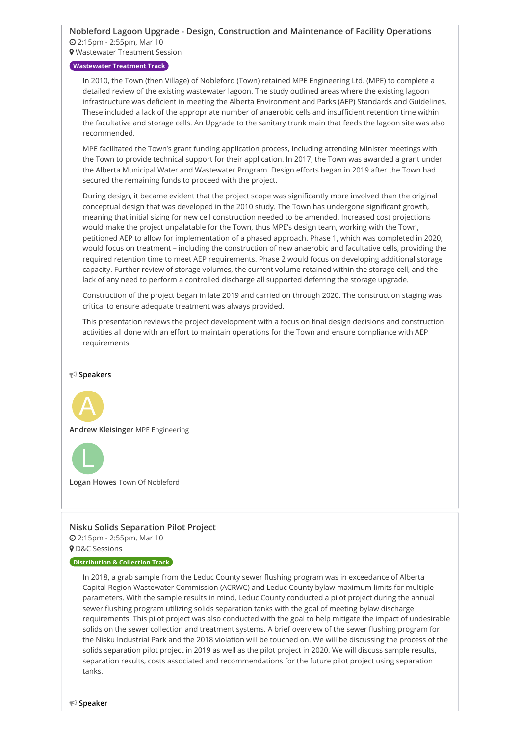### Nobleford Lagoon Upgrade - Design, Construction and Maintenance of Facility Operations

2:15pm - 2:55pm, Mar 10

Wastewater Treatment Session

**Wastewater Treatment Track**

In 2010, the Town (then Village) of Nobleford (Town) retained MPE Engineering Ltd. (MPE) to complete a detailed review of the existing wastewater lagoon. The study outlined areas where the existing lagoon infrastructure was deficient in meeting the Alberta Environment and Parks (AEP) Standards and Guidelines. These included a lack of the appropriate number of anaerobic cells and insufficient retention time within the facultative and storage cells. An Upgrade to the sanitary trunk main that feeds the lagoon site was also recommended.

MPE facilitated the Town's grant funding application process, including attending Minister meetings with the Town to provide technical support for their application. In 2017, the Town was awarded a grant under the Alberta Municipal Water and Wastewater Program. Design efforts began in 2019 after the Town had secured the remaining funds to proceed with the project.

During design, it became evident that the project scope was significantly more involved than the original conceptual design that was developed in the 2010 study. The Town has undergone significant growth, meaning that initial sizing for new cell construction needed to be amended. Increased cost projections would make the project unpalatable for the Town, thus MPE's design team, working with the Town, petitioned AEP to allow for implementation of a phased approach. Phase 1, which was completed in 2020, would focus on treatment – including the construction of new anaerobic and facultative cells, providing the required retention time to meet AEP requirements. Phase 2 would focus on developing additional storage capacity. Further review of storage volumes, the current volume retained within the storage cell, and the lack of any need to perform a controlled discharge all supported deferring the storage upgrade.

Construction of the project began in late 2019 and carried on through 2020. The construction staging was critical to ensure adequate treatment was always provided.

This presentation reviews the project development with a focus on final design decisions and construction activities all done with an effort to maintain operations for the Town and ensure compliance with AEP requirements.

---

**Speakers**

A

**Andrew Kleisinger** MPE Engineering

L

**Logan Howes** Town Of Nobleford

### Nisku Solids Separation Pilot Project

2:15pm - 2:55pm, Mar 10

D&C Sessions

**Distribution & Collection Track**

In 2018, a grab sample from the Leduc County sewer flushing program was in exceedance of Alberta Capital Region Wastewater Commission (ACRWC) and Leduc County bylaw maximum limits for multiple parameters. With the sample results in mind, Leduc County conducted a pilot project during the annual sewer flushing program utilizing solids separation tanks with the goal of meeting bylaw discharge requirements. This pilot project was also conducted with the goal to help mitigate the impact of undesirable solids on the sewer collection and treatment systems. A brief overview of the sewer flushing program for the Nisku Industrial Park and the 2018 violation will be touched on. We will be discussing the process of the solids separation pilot project in 2019 as well as the pilot project in 2020. We will discuss sample results, separation results, costs associated and recommendations for the future pilot project using separation tanks.

---

**Speaker**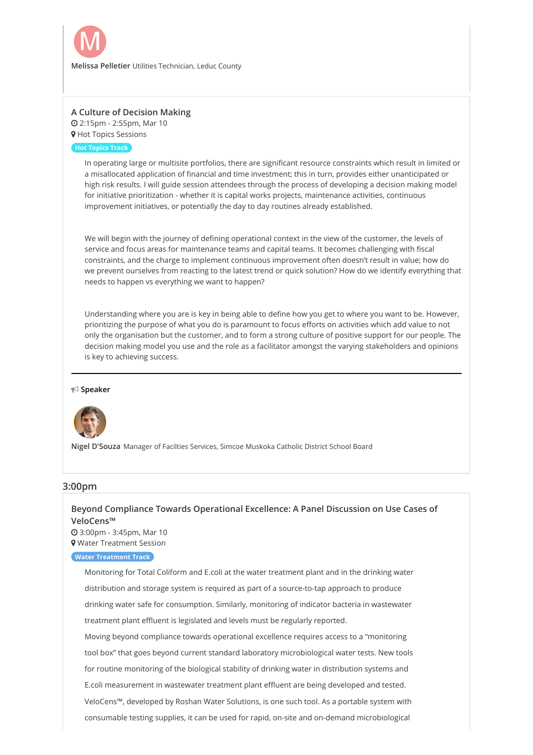**Melissa Pelletier** Utilities Technician, Leduc County

### A Culture of Decision Making

2:15pm - 2:55pm, Mar 10

Hot Topics Sessions

Hot Topics Track

In operating large or multisite portfolios, there are significant resource constraints which result in limited or a misallocated application of financial and time investment; this in turn, provides either unanticipated or high risk results. I will guide session attendees through the process of developing a decision making model for initiative prioritization - whether it is capital works projects, maintenance activities, continuous improvement initiatives, or potentially the day to day routines already established.

We will begin with the journey of defining operational context in the view of the customer, the levels of service and focus areas for maintenance teams and capital teams. It becomes challenging with fiscal constraints, and the charge to implement continuous improvement often doesn't result in value; how do we prevent ourselves from reacting to the latest trend or quick solution? How do we identify everything that needs to happen vs everything we want to happen?

Understanding where you are is key in being able to define how you get to where you want to be. However, prioritizing the purpose of what you do is paramount to focus efforts on activities which add value to not only the organisation but the customer, and to form a strong culture of positive support for our people. The decision making model you use and the role as a facilitator amongst the varying stakeholders and opinions is key to achieving success.

---

**Speaker**

**Nigel D'Souza** Manager of Facilties Services, Simcoe Muskoka Catholic District School Board

## 3:00pm

### Beyond Compliance Towards Operational Excellence: A Panel Discussion on Use Cases of VeloCens™

3:00pm - 3:45pm, Mar 10

Water Treatment Session

Water Treatment Track

Monitoring for Total Coliform and E.coli at the water treatment plant and in the drinking water distribution and storage system is required as part of a source-to-tap approach to produce drinking water safe for consumption. Similarly, monitoring of indicator bacteria in wastewater treatment plant effluent is legislated and levels must be regularly reported.

Moving beyond compliance towards operational excellence requires access to a "monitoring tool box" that goes beyond current standard laboratory microbiological water tests. New tools for routine monitoring of the biological stability of drinking water in distribution systems and E.coli measurement in wastewater treatment plant effluent are being developed and tested. VeloCens™, developed by Roshan Water Solutions, is one such tool. As a portable system with consumable testing supplies, it can be used for rapid, on-site and on-demand microbiological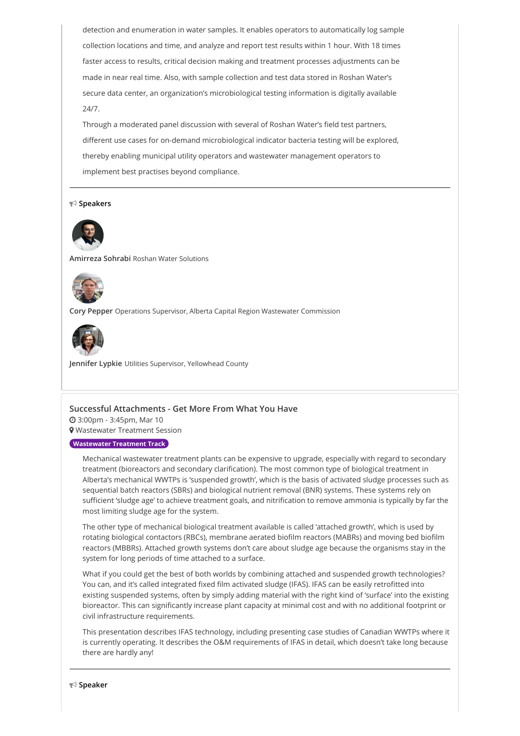detection and enumeration in water samples. It enables operators to automatically log sample collection locations and time, and analyze and report test results within 1 hour. With 18 times faster access to results, critical decision making and treatment processes adjustments can be made in near real time. Also, with sample collection and test data stored in Roshan Water's secure data center, an organization's microbiological testing information is digitally available 24/7.

Through a moderated panel discussion with several of Roshan Water's field test partners, different use cases for on-demand microbiological indicator bacteria testing will be explored, thereby enabling municipal utility operators and wastewater management operators to implement best practises beyond compliance.

---

**Speakers**

**Amirreza Sohrabi** Roshan Water Solutions

**Cory Pepper** Operations Supervisor, Alberta Capital Region Wastewater Commission

**Jennifer Lypkie** Utilities Supervisor, Yellowhead County

## Successful Attachments - Get More From What You Have

3:00pm - 3:45pm, Mar 10

Wastewater Treatment Session

**Wastewater Treatment Track**

Mechanical wastewater treatment plants can be expensive to upgrade, especially with regard to secondary treatment (bioreactors and secondary clarification). The most common type of biological treatment in Alberta's mechanical WWTPs is 'suspended growth', which is the basis of activated sludge processes such as sequential batch reactors (SBRs) and biological nutrient removal (BNR) systems. These systems rely on sufficient 'sludge age' to achieve treatment goals, and nitrification to remove ammonia is typically by far the most limiting sludge age for the system.

The other type of mechanical biological treatment available is called 'attached growth', which is used by rotating biological contactors (RBCs), membrane aerated biofilm reactors (MABRs) and moving bed biofilm reactors (MBBRs). Attached growth systems don't care about sludge age because the organisms stay in the system for long periods of time attached to a surface.

What if you could get the best of both worlds by combining attached and suspended growth technologies? You can, and it's called integrated fixed film activated sludge (IFAS). IFAS can be easily retrofitted into existing suspended systems, often by simply adding material with the right kind of 'surface' into the existing bioreactor. This can significantly increase plant capacity at minimal cost and with no additional footprint or civil infrastructure requirements.

This presentation describes IFAS technology, including presenting case studies of Canadian WWTPs where it is currently operating. It describes the O&M requirements of IFAS in detail, which doesn't take long because there are hardly any!

---

**Speaker**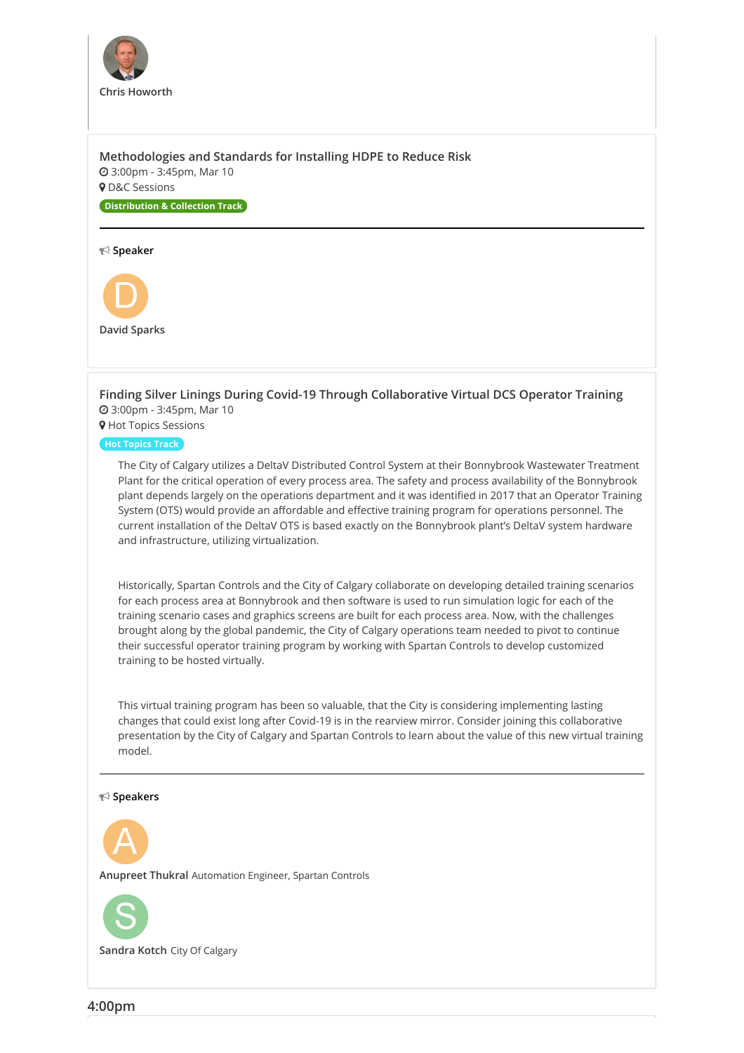Chris Howorth

### Methodologies and Standards for Installing HDPE to Reduce Risk

3:00pm - 3:45pm, Mar 10

D&C Sessions

Distribution & Collection Track

---

**Speaker**

D

**David Sparks**

### Finding Silver Linings During Covid-19 Through Collaborative Virtual DCS Operator Training

3:00pm - 3:45pm, Mar 10

Hot Topics Sessions

Hot Topics Track

The City of Calgary utilizes a DeltaV Distributed Control System at their Bonnybrook Wastewater Treatment Plant for the critical operation of every process area. The safety and process availability of the Bonnybrook plant depends largely on the operations department and it was identified in 2017 that an Operator Training System (OTS) would provide an affordable and effective training program for operations personnel. The current installation of the DeltaV OTS is based exactly on the Bonnybrook plant's DeltaV system hardware and infrastructure, utilizing virtualization.

Historically, Spartan Controls and the City of Calgary collaborate on developing detailed training scenarios for each process area at Bonnybrook and then software is used to run simulation logic for each of the training scenario cases and graphics screens are built for each process area. Now, with the challenges brought along by the global pandemic, the City of Calgary operations team needed to pivot to continue their successful operator training program by working with Spartan Controls to develop customized training to be hosted virtually.

This virtual training program has been so valuable, that the City is considering implementing lasting changes that could exist long after Covid-19 is in the rearview mirror. Consider joining this collaborative presentation by the City of Calgary and Spartan Controls to learn about the value of this new virtual training model.

---

**Speakers**

A

**Anupreet Thukral** Automation Engineer, Spartan Controls

S

**Sandra Kotch** City Of Calgary

## 4:00pm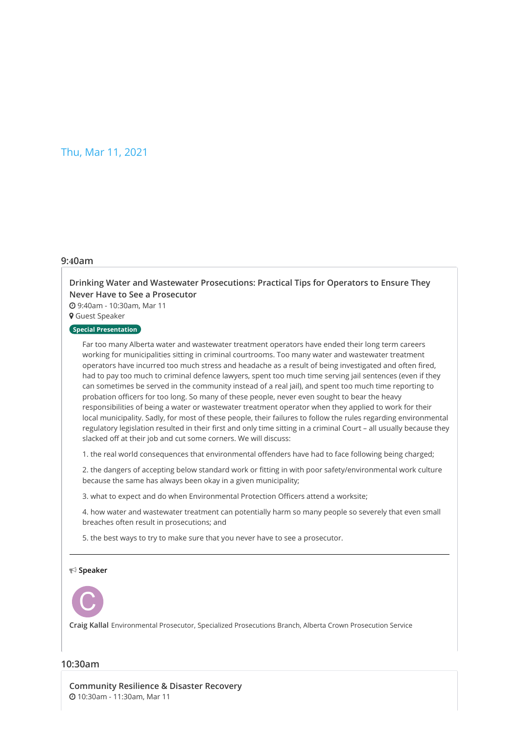Thu, Mar 11, 2021

## 9:40am

### Drinking Water and Wastewater Prosecutions: Practical Tips for Operators to Ensure They Never Have to See a Prosecutor

9:40am - 10:30am, Mar 11

Guest Speaker

**Special Presentation**

Far too many Alberta water and wastewater treatment operators have ended their long term careers working for municipalities sitting in criminal courtrooms. Too many water and wastewater treatment operators have incurred too much stress and headache as a result of being investigated and often fired, had to pay too much to criminal defence lawyers, spent too much time serving jail sentences (even if they can sometimes be served in the community instead of a real jail), and spent too much time reporting to probation officers for too long. So many of these people, never even sought to bear the heavy responsibilities of being a water or wastewater treatment operator when they applied to work for their local municipality. Sadly, for most of these people, their failures to follow the rules regarding environmental regulatory legislation resulted in their first and only time sitting in a criminal Court – all usually because they slacked off at their job and cut some corners. We will discuss:

1. the real world consequences that environmental offenders have had to face following being charged;

2. the dangers of accepting below standard work or fitting in with poor safety/environmental work culture because the same has always been okay in a given municipality;

3. what to expect and do when Environmental Protection Officers attend a worksite;

4. how water and wastewater treatment can potentially harm so many people so severely that even small breaches often result in prosecutions; and

5. the best ways to try to make sure that you never have to see a prosecutor.

---

**Speaker**

**Craig Kallal** Environmental Prosecutor, Specialized Prosecutions Branch, Alberta Crown Prosecution Service

## 10:30am

### Community Resilience & Disaster Recovery

10:30am - 11:30am, Mar 11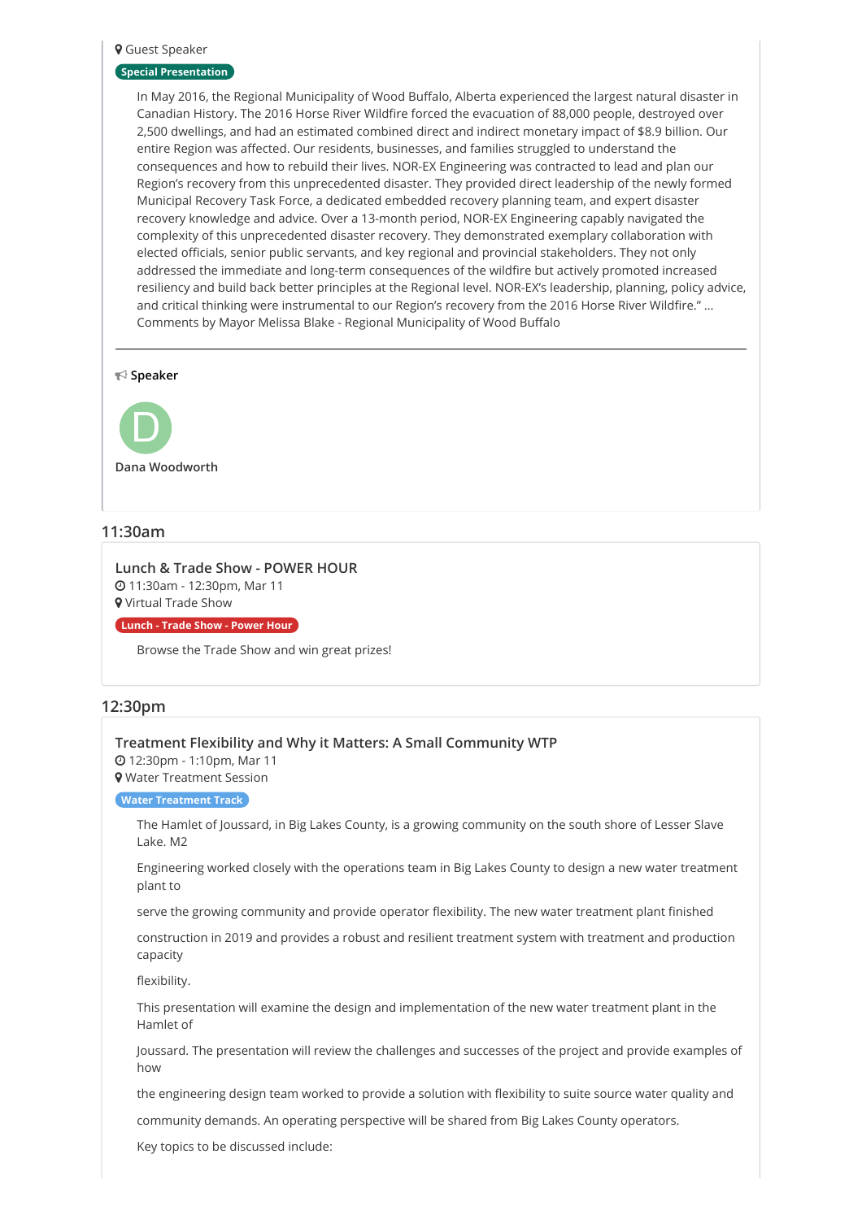Guest Speaker

**Special Presentation**

In May 2016, the Regional Municipality of Wood Buffalo, Alberta experienced the largest natural disaster in Canadian History. The 2016 Horse River Wildfire forced the evacuation of 88,000 people, destroyed over 2,500 dwellings, and had an estimated combined direct and indirect monetary impact of $8.9 billion. Our entire Region was affected. Our residents, businesses, and families struggled to understand the consequences and how to rebuild their lives. NOR-EX Engineering was contracted to lead and plan our Region's recovery from this unprecedented disaster. They provided direct leadership of the newly formed Municipal Recovery Task Force, a dedicated embedded recovery planning team, and expert disaster recovery knowledge and advice. Over a 13-month period, NOR-EX Engineering capably navigated the complexity of this unprecedented disaster recovery. They demonstrated exemplary collaboration with elected officials, senior public servants, and key regional and provincial stakeholders. They not only addressed the immediate and long-term consequences of the wildfire but actively promoted increased resiliency and build back better principles at the Regional level. NOR-EX's leadership, planning, policy advice, and critical thinking were instrumental to our Region's recovery from the 2016 Horse River Wildfire." ... Comments by Mayor Melissa Blake - Regional Municipality of Wood Buffalo

---

**Speaker**

D

**Dana Woodworth**

## 11:30am

### Lunch & Trade Show - POWER HOUR

11:30am - 12:30pm, Mar 11

Virtual Trade Show

**Lunch - Trade Show - Power Hour**

Browse the Trade Show and win great prizes!

## 12:30pm

### Treatment Flexibility and Why it Matters: A Small Community WTP

12:30pm - 1:10pm, Mar 11

Water Treatment Session

**Water Treatment Track**

The Hamlet of Joussard, in Big Lakes County, is a growing community on the south shore of Lesser Slave Lake. M2

Engineering worked closely with the operations team in Big Lakes County to design a new water treatment plant to

serve the growing community and provide operator flexibility. The new water treatment plant finished

construction in 2019 and provides a robust and resilient treatment system with treatment and production capacity

flexibility.

This presentation will examine the design and implementation of the new water treatment plant in the Hamlet of

Joussard. The presentation will review the challenges and successes of the project and provide examples of how

the engineering design team worked to provide a solution with flexibility to suite source water quality and

community demands. An operating perspective will be shared from Big Lakes County operators.

Key topics to be discussed include: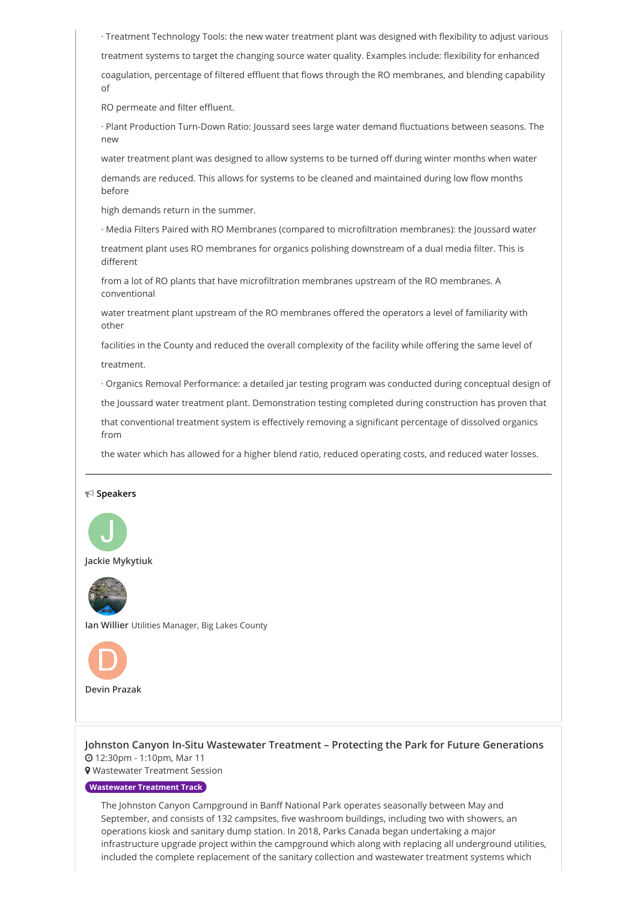· Treatment Technology Tools: the new water treatment plant was designed with flexibility to adjust various treatment systems to target the changing source water quality. Examples include: flexibility for enhanced coagulation, percentage of filtered effluent that flows through the RO membranes, and blending capability of RO permeate and filter effluent.

· Plant Production Turn-Down Ratio: Joussard sees large water demand fluctuations between seasons. The new water treatment plant was designed to allow systems to be turned off during winter months when water demands are reduced. This allows for systems to be cleaned and maintained during low flow months before high demands return in the summer.

· Media Filters Paired with RO Membranes (compared to microfiltration membranes): the Joussard water treatment plant uses RO membranes for organics polishing downstream of a dual media filter. This is different from a lot of RO plants that have microfiltration membranes upstream of the RO membranes. A conventional water treatment plant upstream of the RO membranes offered the operators a level of familiarity with other facilities in the County and reduced the overall complexity of the facility while offering the same level of treatment.

· Organics Removal Performance: a detailed jar testing program was conducted during conceptual design of the Joussard water treatment plant. Demonstration testing completed during construction has proven that that conventional treatment system is effectively removing a significant percentage of dissolved organics from the water which has allowed for a higher blend ratio, reduced operating costs, and reduced water losses.

---

**Speakers**

J

**Jackie Mykytiuk**

**Ian Willier** Utilities Manager, Big Lakes County

D

**Devin Prazak**

## Johnston Canyon In-Situ Wastewater Treatment – Protecting the Park for Future Generations

12:30pm - 1:10pm, Mar 11

Wastewater Treatment Session

**Wastewater Treatment Track**

The Johnston Canyon Campground in Banff National Park operates seasonally between May and September, and consists of 132 campsites, five washroom buildings, including two with showers, an operations kiosk and sanitary dump station. In 2018, Parks Canada began undertaking a major infrastructure upgrade project within the campground which along with replacing all underground utilities, included the complete replacement of the sanitary collection and wastewater treatment systems which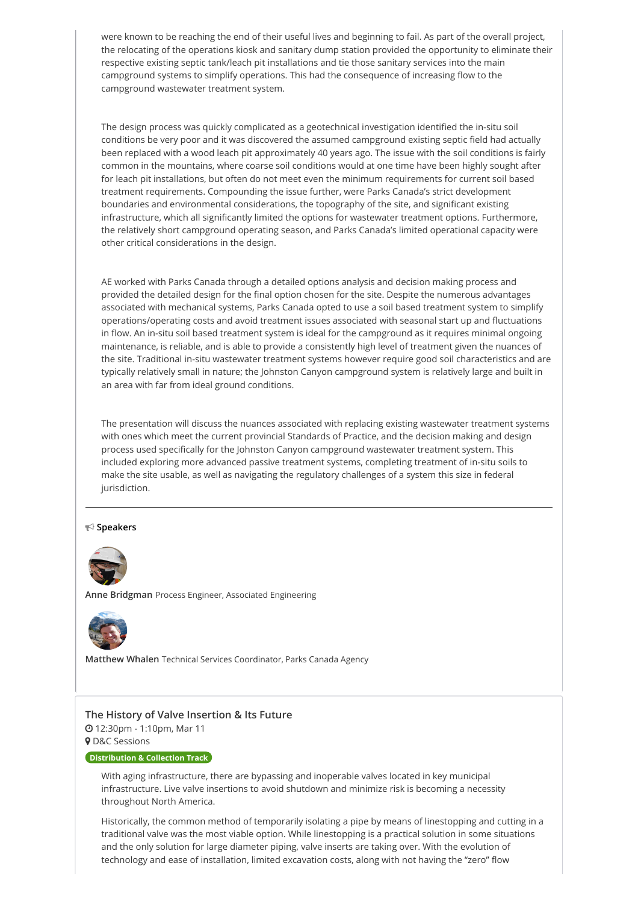were known to be reaching the end of their useful lives and beginning to fail. As part of the overall project, the relocating of the operations kiosk and sanitary dump station provided the opportunity to eliminate their respective existing septic tank/leach pit installations and tie those sanitary services into the main campground systems to simplify operations. This had the consequence of increasing flow to the campground wastewater treatment system.

The design process was quickly complicated as a geotechnical investigation identified the in-situ soil conditions be very poor and it was discovered the assumed campground existing septic field had actually been replaced with a wood leach pit approximately 40 years ago. The issue with the soil conditions is fairly common in the mountains, where coarse soil conditions would at one time have been highly sought after for leach pit installations, but often do not meet even the minimum requirements for current soil based treatment requirements. Compounding the issue further, were Parks Canada's strict development boundaries and environmental considerations, the topography of the site, and significant existing infrastructure, which all significantly limited the options for wastewater treatment options. Furthermore, the relatively short campground operating season, and Parks Canada's limited operational capacity were other critical considerations in the design.

AE worked with Parks Canada through a detailed options analysis and decision making process and provided the detailed design for the final option chosen for the site. Despite the numerous advantages associated with mechanical systems, Parks Canada opted to use a soil based treatment system to simplify operations/operating costs and avoid treatment issues associated with seasonal start up and fluctuations in flow. An in-situ soil based treatment system is ideal for the campground as it requires minimal ongoing maintenance, is reliable, and is able to provide a consistently high level of treatment given the nuances of the site. Traditional in-situ wastewater treatment systems however require good soil characteristics and are typically relatively small in nature; the Johnston Canyon campground system is relatively large and built in an area with far from ideal ground conditions.

The presentation will discuss the nuances associated with replacing existing wastewater treatment systems with ones which meet the current provincial Standards of Practice, and the decision making and design process used specifically for the Johnston Canyon campground wastewater treatment system. This included exploring more advanced passive treatment systems, completing treatment of in-situ soils to make the site usable, as well as navigating the regulatory challenges of a system this size in federal jurisdiction.

---

**Speakers**

**Anne Bridgman** Process Engineer, Associated Engineering

**Matthew Whalen** Technical Services Coordinator, Parks Canada Agency

### The History of Valve Insertion & Its Future

12:30pm - 1:10pm, Mar 11

D&C Sessions

**Distribution & Collection Track**

With aging infrastructure, there are bypassing and inoperable valves located in key municipal infrastructure. Live valve insertions to avoid shutdown and minimize risk is becoming a necessity throughout North America.

Historically, the common method of temporarily isolating a pipe by means of linestopping and cutting in a traditional valve was the most viable option. While linestopping is a practical solution in some situations and the only solution for large diameter piping, valve inserts are taking over. With the evolution of technology and ease of installation, limited excavation costs, along with not having the "zero" flow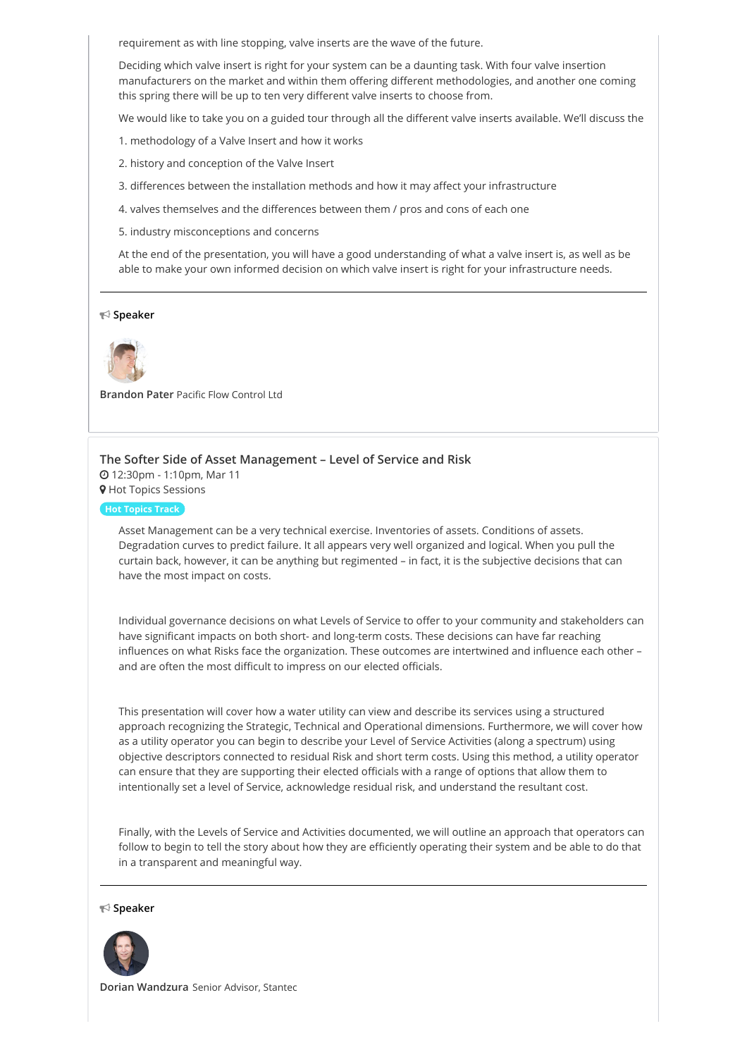requirement as with line stopping, valve inserts are the wave of the future.

Deciding which valve insert is right for your system can be a daunting task. With four valve insertion manufacturers on the market and within them offering different methodologies, and another one coming this spring there will be up to ten very different valve inserts to choose from.

We would like to take you on a guided tour through all the different valve inserts available. We'll discuss the

1. methodology of a Valve Insert and how it works
2. history and conception of the Valve Insert
3. differences between the installation methods and how it may affect your infrastructure
4. valves themselves and the differences between them / pros and cons of each one
5. industry misconceptions and concerns

At the end of the presentation, you will have a good understanding of what a valve insert is, as well as be able to make your own informed decision on which valve insert is right for your infrastructure needs.

---

**Speaker**

**Brandon Pater** Pacific Flow Control Ltd

---

## The Softer Side of Asset Management – Level of Service and Risk

12:30pm - 1:10pm, Mar 11

Hot Topics Sessions

**Hot Topics Track**

Asset Management can be a very technical exercise. Inventories of assets. Conditions of assets. Degradation curves to predict failure. It all appears very well organized and logical. When you pull the curtain back, however, it can be anything but regimented – in fact, it is the subjective decisions that can have the most impact on costs.

Individual governance decisions on what Levels of Service to offer to your community and stakeholders can have significant impacts on both short- and long-term costs. These decisions can have far reaching influences on what Risks face the organization. These outcomes are intertwined and influence each other – and are often the most difficult to impress on our elected officials.

This presentation will cover how a water utility can view and describe its services using a structured approach recognizing the Strategic, Technical and Operational dimensions. Furthermore, we will cover how as a utility operator you can begin to describe your Level of Service Activities (along a spectrum) using objective descriptors connected to residual Risk and short term costs. Using this method, a utility operator can ensure that they are supporting their elected officials with a range of options that allow them to intentionally set a level of Service, acknowledge residual risk, and understand the resultant cost.

Finally, with the Levels of Service and Activities documented, we will outline an approach that operators can follow to begin to tell the story about how they are efficiently operating their system and be able to do that in a transparent and meaningful way.

---

**Speaker**

**Dorian Wandzura** Senior Advisor, Stantec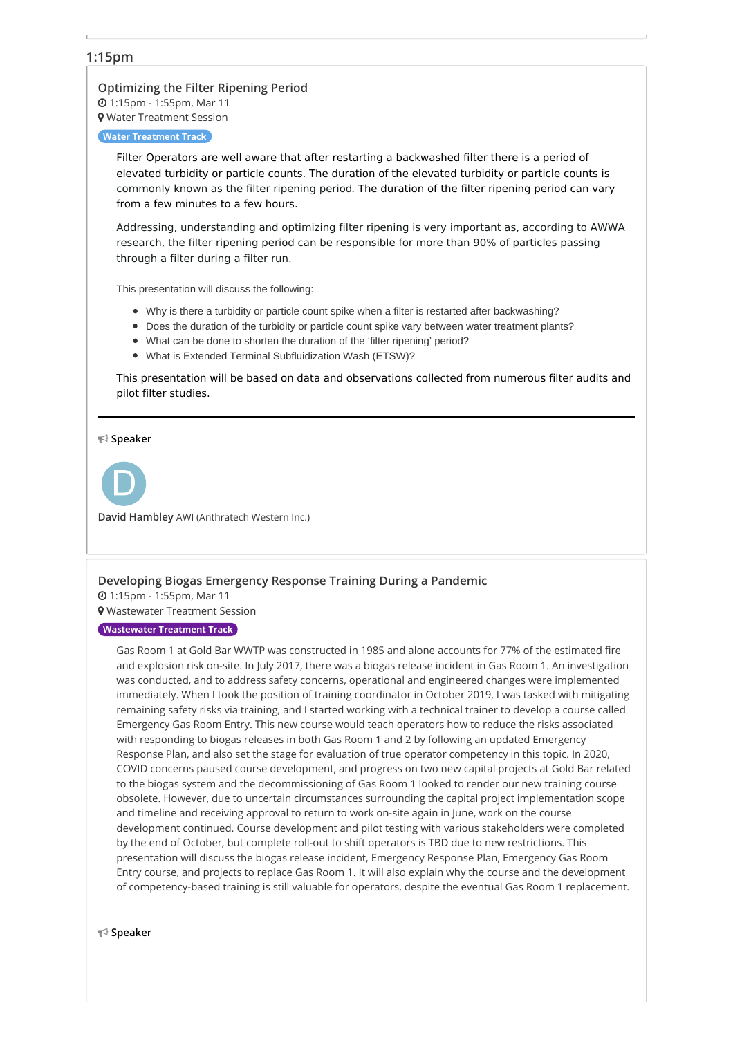## 1:15pm

### Optimizing the Filter Ripening Period

1:15pm - 1:55pm, Mar 11

Water Treatment Session

**Water Treatment Track**

Filter Operators are well aware that after restarting a backwashed filter there is a period of elevated turbidity or particle counts. The duration of the elevated turbidity or particle counts is commonly known as the filter ripening period. The duration of the filter ripening period can vary from a few minutes to a few hours.

Addressing, understanding and optimizing filter ripening is very important as, according to AWWA research, the filter ripening period can be responsible for more than 90% of particles passing through a filter during a filter run.

This presentation will discuss the following:

- Why is there a turbidity or particle count spike when a filter is restarted after backwashing?
- Does the duration of the turbidity or particle count spike vary between water treatment plants?
- What can be done to shorten the duration of the 'filter ripening' period?
- What is Extended Terminal Subfluidization Wash (ETSW)?

This presentation will be based on data and observations collected from numerous filter audits and pilot filter studies.

---

**Speaker**

D

**David Hambley** AWI (Anthratech Western Inc.)

### Developing Biogas Emergency Response Training During a Pandemic

1:15pm - 1:55pm, Mar 11

Wastewater Treatment Session

**Wastewater Treatment Track**

Gas Room 1 at Gold Bar WWTP was constructed in 1985 and alone accounts for 77% of the estimated fire and explosion risk on-site. In July 2017, there was a biogas release incident in Gas Room 1. An investigation was conducted, and to address safety concerns, operational and engineered changes were implemented immediately. When I took the position of training coordinator in October 2019, I was tasked with mitigating remaining safety risks via training, and I started working with a technical trainer to develop a course called Emergency Gas Room Entry. This new course would teach operators how to reduce the risks associated with responding to biogas releases in both Gas Room 1 and 2 by following an updated Emergency Response Plan, and also set the stage for evaluation of true operator competency in this topic. In 2020, COVID concerns paused course development, and progress on two new capital projects at Gold Bar related to the biogas system and the decommissioning of Gas Room 1 looked to render our new training course obsolete. However, due to uncertain circumstances surrounding the capital project implementation scope and timeline and receiving approval to return to work on-site again in June, work on the course development continued. Course development and pilot testing with various stakeholders were completed by the end of October, but complete roll-out to shift operators is TBD due to new restrictions. This presentation will discuss the biogas release incident, Emergency Response Plan, Emergency Gas Room Entry course, and projects to replace Gas Room 1. It will also explain why the course and the development of competency-based training is still valuable for operators, despite the eventual Gas Room 1 replacement.

---

**Speaker**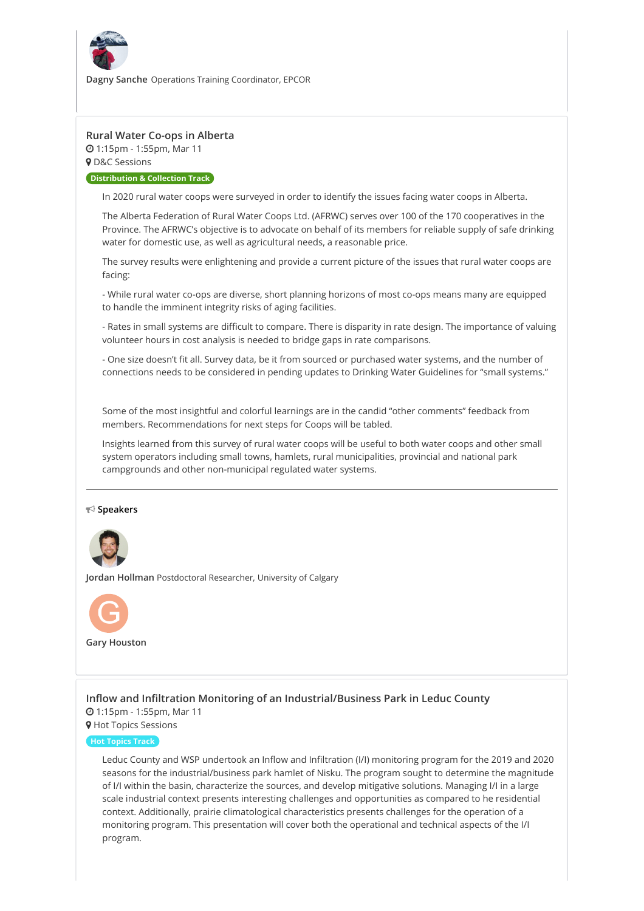**Dagny Sanche** Operations Training Coordinator, EPCOR

## Rural Water Co-ops in Alberta

1:15pm - 1:55pm, Mar 11

D&C Sessions

Distribution & Collection Track

In 2020 rural water coops were surveyed in order to identify the issues facing water coops in Alberta.

The Alberta Federation of Rural Water Coops Ltd. (AFRWC) serves over 100 of the 170 cooperatives in the Province. The AFRWC's objective is to advocate on behalf of its members for reliable supply of safe drinking water for domestic use, as well as agricultural needs, a reasonable price.

The survey results were enlightening and provide a current picture of the issues that rural water coops are facing:

- While rural water co-ops are diverse, short planning horizons of most co-ops means many are equipped to handle the imminent integrity risks of aging facilities.

- Rates in small systems are difficult to compare. There is disparity in rate design. The importance of valuing volunteer hours in cost analysis is needed to bridge gaps in rate comparisons.

- One size doesn't fit all. Survey data, be it from sourced or purchased water systems, and the number of connections needs to be considered in pending updates to Drinking Water Guidelines for "small systems."

Some of the most insightful and colorful learnings are in the candid "other comments" feedback from members. Recommendations for next steps for Coops will be tabled.

Insights learned from this survey of rural water coops will be useful to both water coops and other small system operators including small towns, hamlets, rural municipalities, provincial and national park campgrounds and other non-municipal regulated water systems.

---

**Speakers**

**Jordan Hollman** Postdoctoral Researcher, University of Calgary

**Gary Houston**

## Inflow and Infiltration Monitoring of an Industrial/Business Park in Leduc County

1:15pm - 1:55pm, Mar 11

Hot Topics Sessions

Hot Topics Track

Leduc County and WSP undertook an Inflow and Infiltration (I/I) monitoring program for the 2019 and 2020 seasons for the industrial/business park hamlet of Nisku. The program sought to determine the magnitude of I/I within the basin, characterize the sources, and develop mitigative solutions. Managing I/I in a large scale industrial context presents interesting challenges and opportunities as compared to he residential context. Additionally, prairie climatological characteristics presents challenges for the operation of a monitoring program. This presentation will cover both the operational and technical aspects of the I/I program.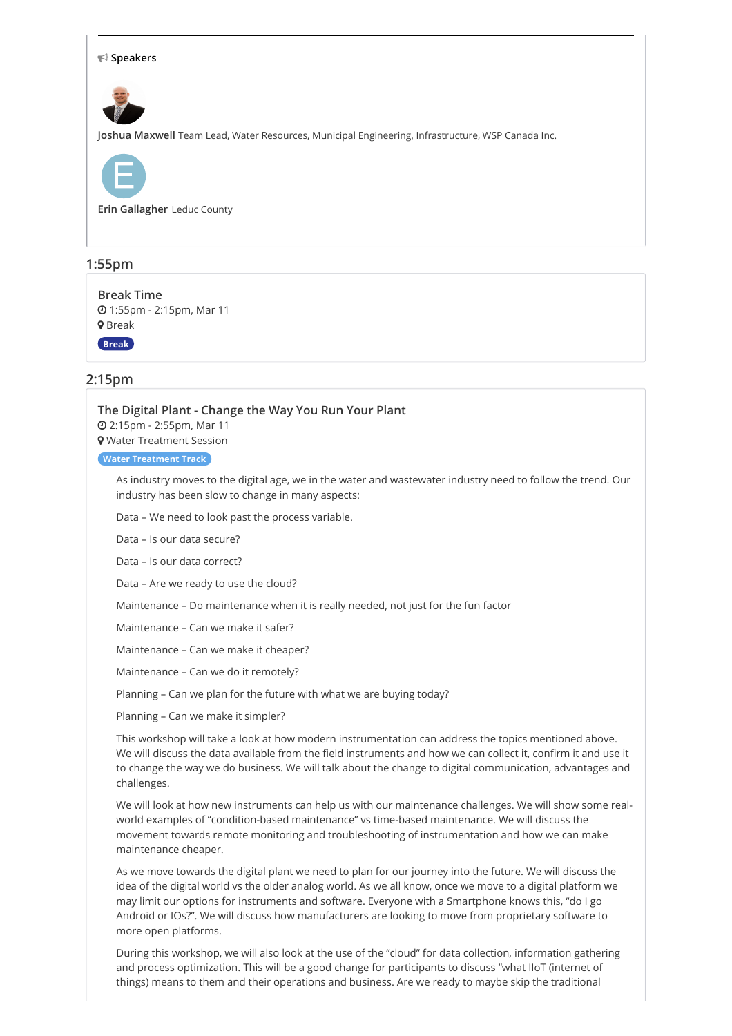**Speakers**

**Joshua Maxwell** Team Lead, Water Resources, Municipal Engineering, Infrastructure, WSP Canada Inc.

**Erin Gallagher** Leduc County

## 1:55pm

### Break Time

1:55pm - 2:15pm, Mar 11

Break

**Break**

## 2:15pm

### The Digital Plant - Change the Way You Run Your Plant

2:15pm - 2:55pm, Mar 11

Water Treatment Session

**Water Treatment Track**

As industry moves to the digital age, we in the water and wastewater industry need to follow the trend. Our industry has been slow to change in many aspects:

Data – We need to look past the process variable.

Data – Is our data secure?

Data – Is our data correct?

Data – Are we ready to use the cloud?

Maintenance – Do maintenance when it is really needed, not just for the fun factor

Maintenance – Can we make it safer?

Maintenance – Can we make it cheaper?

Maintenance – Can we do it remotely?

Planning – Can we plan for the future with what we are buying today?

Planning – Can we make it simpler?

This workshop will take a look at how modern instrumentation can address the topics mentioned above. We will discuss the data available from the field instruments and how we can collect it, confirm it and use it to change the way we do business. We will talk about the change to digital communication, advantages and challenges.

We will look at how new instruments can help us with our maintenance challenges. We will show some real-world examples of "condition-based maintenance" vs time-based maintenance. We will discuss the movement towards remote monitoring and troubleshooting of instrumentation and how we can make maintenance cheaper.

As we move towards the digital plant we need to plan for our journey into the future. We will discuss the idea of the digital world vs the older analog world. As we all know, once we move to a digital platform we may limit our options for instruments and software. Everyone with a Smartphone knows this, "do I go Android or IOs?". We will discuss how manufacturers are looking to move from proprietary software to more open platforms.

During this workshop, we will also look at the use of the "cloud" for data collection, information gathering and process optimization. This will be a good change for participants to discuss "what IIoT (internet of things) means to them and their operations and business. Are we ready to maybe skip the traditional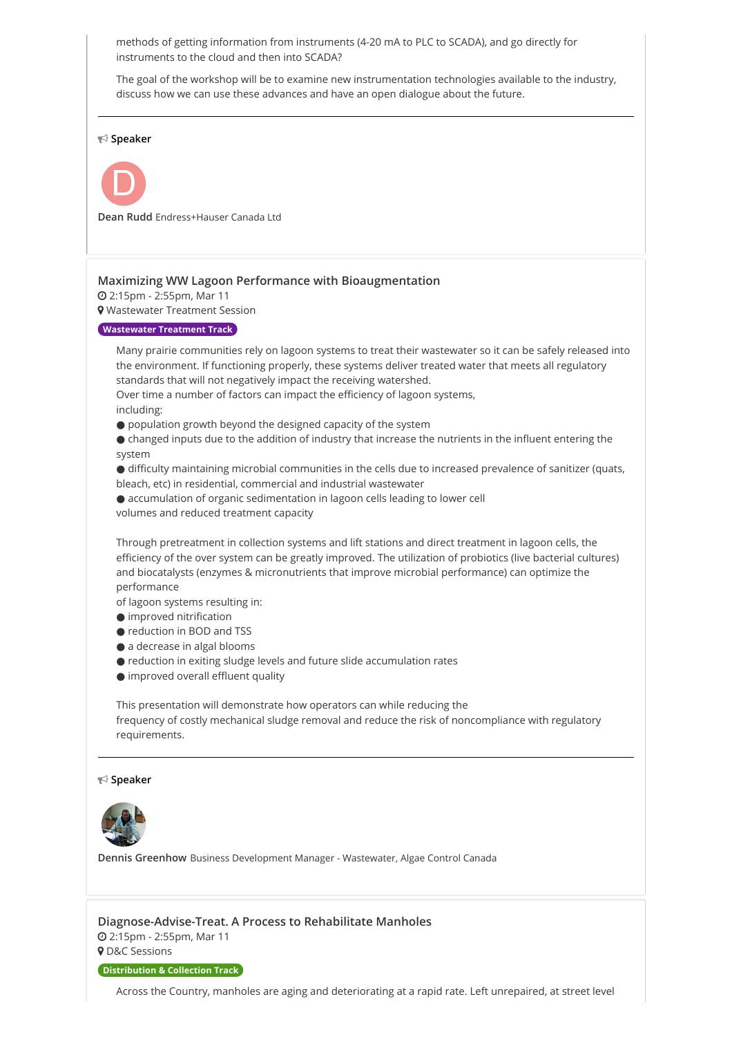methods of getting information from instruments (4-20 mA to PLC to SCADA), and go directly for instruments to the cloud and then into SCADA?

The goal of the workshop will be to examine new instrumentation technologies available to the industry, discuss how we can use these advances and have an open dialogue about the future.

---

**Speaker**

**Dean Rudd** Endress+Hauser Canada Ltd

## Maximizing WW Lagoon Performance with Bioaugmentation

2:15pm - 2:55pm, Mar 11

Wastewater Treatment Session

**Wastewater Treatment Track**

Many prairie communities rely on lagoon systems to treat their wastewater so it can be safely released into the environment. If functioning properly, these systems deliver treated water that meets all regulatory standards that will not negatively impact the receiving watershed.
Over time a number of factors can impact the efficiency of lagoon systems, including:

- population growth beyond the designed capacity of the system
- changed inputs due to the addition of industry that increase the nutrients in the influent entering the system
- difficulty maintaining microbial communities in the cells due to increased prevalence of sanitizer (quats, bleach, etc) in residential, commercial and industrial wastewater
- accumulation of organic sedimentation in lagoon cells leading to lower cell volumes and reduced treatment capacity

Through pretreatment in collection systems and lift stations and direct treatment in lagoon cells, the efficiency of the over system can be greatly improved. The utilization of probiotics (live bacterial cultures) and biocatalysts (enzymes & micronutrients that improve microbial performance) can optimize the performance of lagoon systems resulting in:

- improved nitrification
- reduction in BOD and TSS
- a decrease in algal blooms
- reduction in exiting sludge levels and future slide accumulation rates
- improved overall effluent quality

This presentation will demonstrate how operators can while reducing the frequency of costly mechanical sludge removal and reduce the risk of noncompliance with regulatory requirements.

---

**Speaker**

**Dennis Greenhow** Business Development Manager - Wastewater, Algae Control Canada

## Diagnose-Advise-Treat. A Process to Rehabilitate Manholes

2:15pm - 2:55pm, Mar 11

D&C Sessions

**Distribution & Collection Track**

Across the Country, manholes are aging and deteriorating at a rapid rate. Left unrepaired, at street level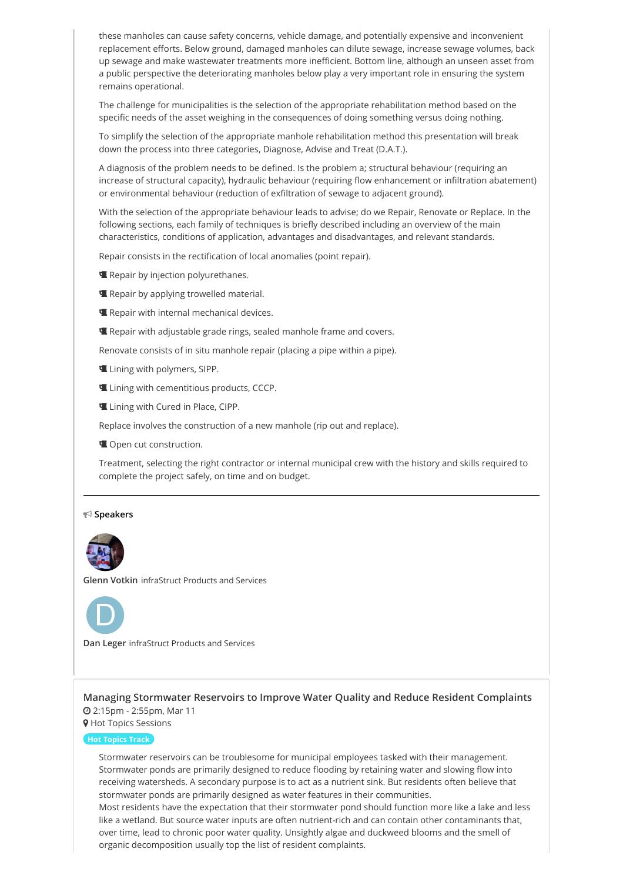these manholes can cause safety concerns, vehicle damage, and potentially expensive and inconvenient replacement efforts. Below ground, damaged manholes can dilute sewage, increase sewage volumes, back up sewage and make wastewater treatments more inefficient. Bottom line, although an unseen asset from a public perspective the deteriorating manholes below play a very important role in ensuring the system remains operational.

The challenge for municipalities is the selection of the appropriate rehabilitation method based on the specific needs of the asset weighing in the consequences of doing something versus doing nothing.

To simplify the selection of the appropriate manhole rehabilitation method this presentation will break down the process into three categories, Diagnose, Advise and Treat (D.A.T.).

A diagnosis of the problem needs to be defined. Is the problem a; structural behaviour (requiring an increase of structural capacity), hydraulic behaviour (requiring flow enhancement or infiltration abatement) or environmental behaviour (reduction of exfiltration of sewage to adjacent ground).

With the selection of the appropriate behaviour leads to advise; do we Repair, Renovate or Replace. In the following sections, each family of techniques is briefly described including an overview of the main characteristics, conditions of application, advantages and disadvantages, and relevant standards.

Repair consists in the rectification of local anomalies (point repair).

- Repair by injection polyurethanes.
- Repair by applying trowelled material.
- Repair with internal mechanical devices.
- Repair with adjustable grade rings, sealed manhole frame and covers.

Renovate consists of in situ manhole repair (placing a pipe within a pipe).

- Lining with polymers, SIPP.
- Lining with cementitious products, CCCP.
- Lining with Cured in Place, CIPP.

Replace involves the construction of a new manhole (rip out and replace).

- Open cut construction.

Treatment, selecting the right contractor or internal municipal crew with the history and skills required to complete the project safely, on time and on budget.

---

**Speakers**

**Glenn Votkin** infraStruct Products and Services

**Dan Leger** infraStruct Products and Services

### Managing Stormwater Reservoirs to Improve Water Quality and Reduce Resident Complaints

2:15pm - 2:55pm, Mar 11

Hot Topics Sessions

Hot Topics Track

Stormwater reservoirs can be troublesome for municipal employees tasked with their management. Stormwater ponds are primarily designed to reduce flooding by retaining water and slowing flow into receiving watersheds. A secondary purpose is to act as a nutrient sink. But residents often believe that stormwater ponds are primarily designed as water features in their communities.
Most residents have the expectation that their stormwater pond should function more like a lake and less like a wetland. But source water inputs are often nutrient-rich and can contain other contaminants that, over time, lead to chronic poor water quality. Unsightly algae and duckweed blooms and the smell of organic decomposition usually top the list of resident complaints.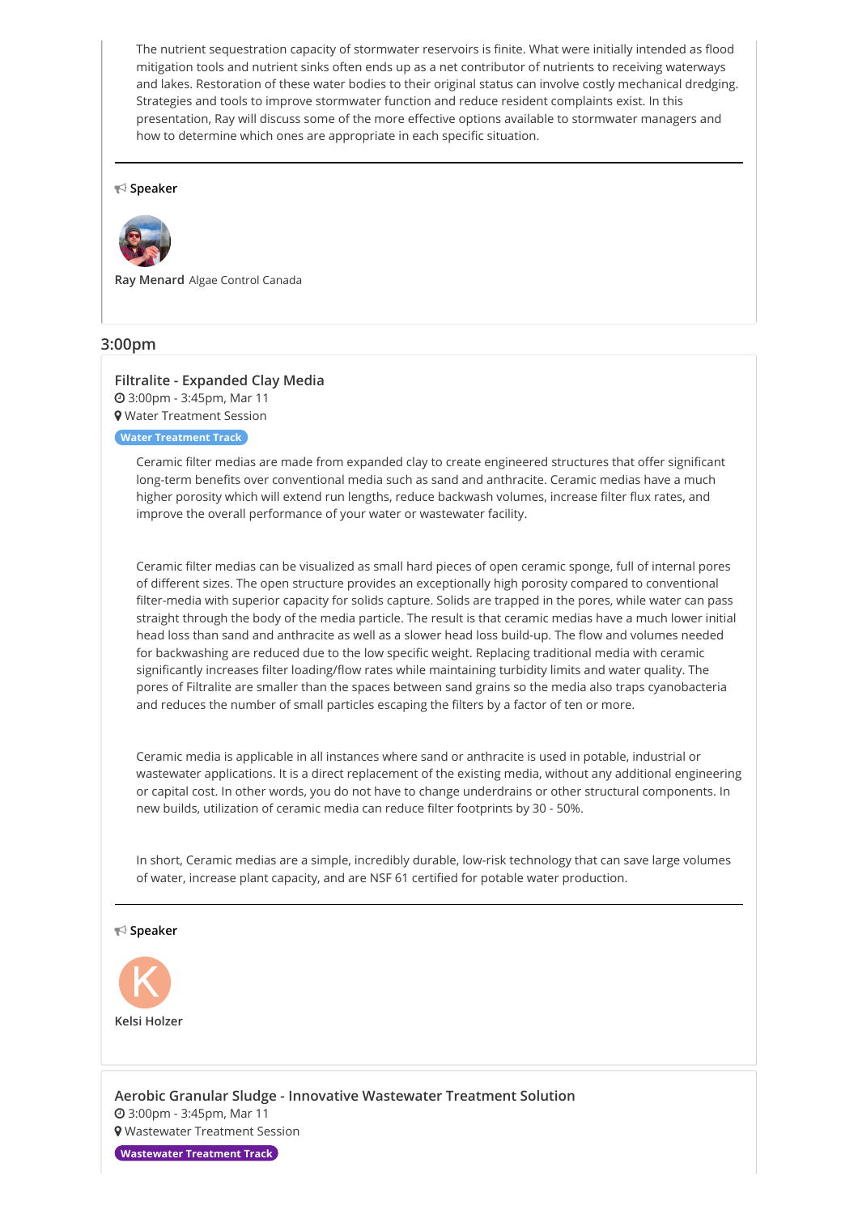The nutrient sequestration capacity of stormwater reservoirs is finite. What were initially intended as flood mitigation tools and nutrient sinks often ends up as a net contributor of nutrients to receiving waterways and lakes. Restoration of these water bodies to their original status can involve costly mechanical dredging. Strategies and tools to improve stormwater function and reduce resident complaints exist. In this presentation, Ray will discuss some of the more effective options available to stormwater managers and how to determine which ones are appropriate in each specific situation.

---

**Speaker**

**Ray Menard** Algae Control Canada

## 3:00pm

### Filtralite - Expanded Clay Media

3:00pm - 3:45pm, Mar 11

Water Treatment Session

**Water Treatment Track**

Ceramic filter medias are made from expanded clay to create engineered structures that offer significant long-term benefits over conventional media such as sand and anthracite. Ceramic medias have a much higher porosity which will extend run lengths, reduce backwash volumes, increase filter flux rates, and improve the overall performance of your water or wastewater facility.

Ceramic filter medias can be visualized as small hard pieces of open ceramic sponge, full of internal pores of different sizes. The open structure provides an exceptionally high porosity compared to conventional filter-media with superior capacity for solids capture. Solids are trapped in the pores, while water can pass straight through the body of the media particle. The result is that ceramic medias have a much lower initial head loss than sand and anthracite as well as a slower head loss build-up. The flow and volumes needed for backwashing are reduced due to the low specific weight. Replacing traditional media with ceramic significantly increases filter loading/flow rates while maintaining turbidity limits and water quality. The pores of Filtralite are smaller than the spaces between sand grains so the media also traps cyanobacteria and reduces the number of small particles escaping the filters by a factor of ten or more.

Ceramic media is applicable in all instances where sand or anthracite is used in potable, industrial or wastewater applications. It is a direct replacement of the existing media, without any additional engineering or capital cost. In other words, you do not have to change underdrains or other structural components. In new builds, utilization of ceramic media can reduce filter footprints by 30 - 50%.

In short, Ceramic medias are a simple, incredibly durable, low-risk technology that can save large volumes of water, increase plant capacity, and are NSF 61 certified for potable water production.

---

**Speaker**

Kelsi Holzer

### Aerobic Granular Sludge - Innovative Wastewater Treatment Solution

3:00pm - 3:45pm, Mar 11

Wastewater Treatment Session

**Wastewater Treatment Track**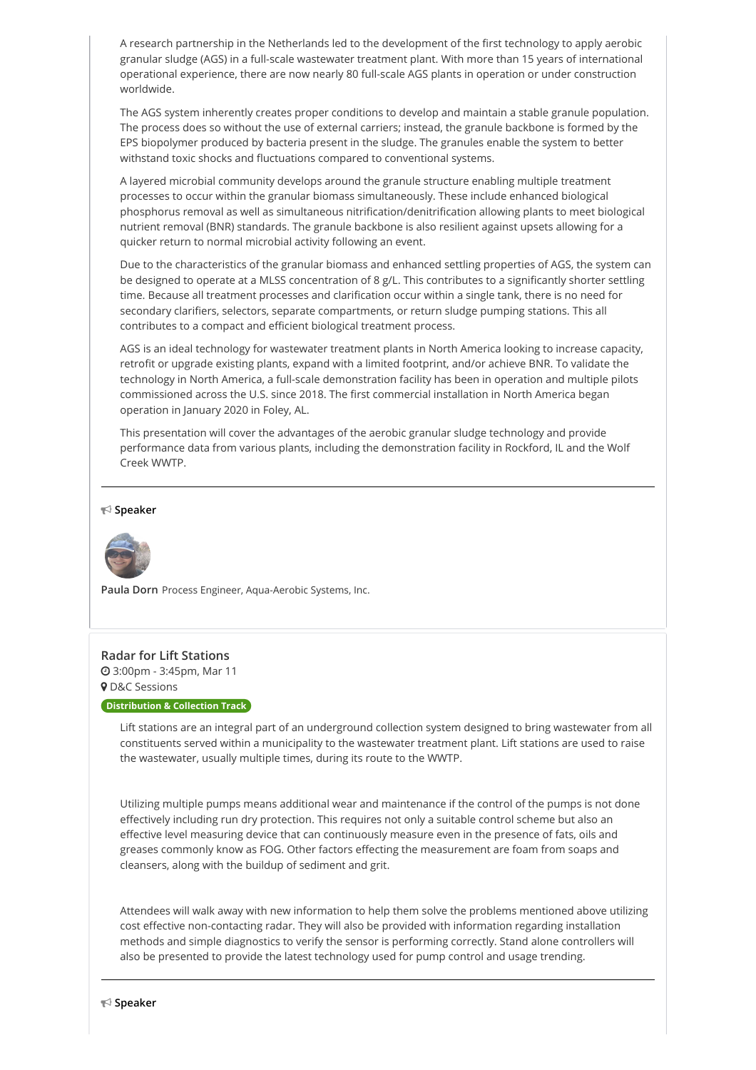A research partnership in the Netherlands led to the development of the first technology to apply aerobic granular sludge (AGS) in a full-scale wastewater treatment plant. With more than 15 years of international operational experience, there are now nearly 80 full-scale AGS plants in operation or under construction worldwide.

The AGS system inherently creates proper conditions to develop and maintain a stable granule population. The process does so without the use of external carriers; instead, the granule backbone is formed by the EPS biopolymer produced by bacteria present in the sludge. The granules enable the system to better withstand toxic shocks and fluctuations compared to conventional systems.

A layered microbial community develops around the granule structure enabling multiple treatment processes to occur within the granular biomass simultaneously. These include enhanced biological phosphorus removal as well as simultaneous nitrification/denitrification allowing plants to meet biological nutrient removal (BNR) standards. The granule backbone is also resilient against upsets allowing for a quicker return to normal microbial activity following an event.

Due to the characteristics of the granular biomass and enhanced settling properties of AGS, the system can be designed to operate at a MLSS concentration of 8 g/L. This contributes to a significantly shorter settling time. Because all treatment processes and clarification occur within a single tank, there is no need for secondary clarifiers, selectors, separate compartments, or return sludge pumping stations. This all contributes to a compact and efficient biological treatment process.

AGS is an ideal technology for wastewater treatment plants in North America looking to increase capacity, retrofit or upgrade existing plants, expand with a limited footprint, and/or achieve BNR. To validate the technology in North America, a full-scale demonstration facility has been in operation and multiple pilots commissioned across the U.S. since 2018. The first commercial installation in North America began operation in January 2020 in Foley, AL.

This presentation will cover the advantages of the aerobic granular sludge technology and provide performance data from various plants, including the demonstration facility in Rockford, IL and the Wolf Creek WWTP.

---

**Speaker**

**Paula Dorn** Process Engineer, Aqua-Aerobic Systems, Inc.

### Radar for Lift Stations

3:00pm - 3:45pm, Mar 11

D&C Sessions

**Distribution & Collection Track**

Lift stations are an integral part of an underground collection system designed to bring wastewater from all constituents served within a municipality to the wastewater treatment plant. Lift stations are used to raise the wastewater, usually multiple times, during its route to the WWTP.

Utilizing multiple pumps means additional wear and maintenance if the control of the pumps is not done effectively including run dry protection. This requires not only a suitable control scheme but also an effective level measuring device that can continuously measure even in the presence of fats, oils and greases commonly know as FOG. Other factors effecting the measurement are foam from soaps and cleansers, along with the buildup of sediment and grit.

Attendees will walk away with new information to help them solve the problems mentioned above utilizing cost effective non-contacting radar. They will also be provided with information regarding installation methods and simple diagnostics to verify the sensor is performing correctly. Stand alone controllers will also be presented to provide the latest technology used for pump control and usage trending.

---

**Speaker**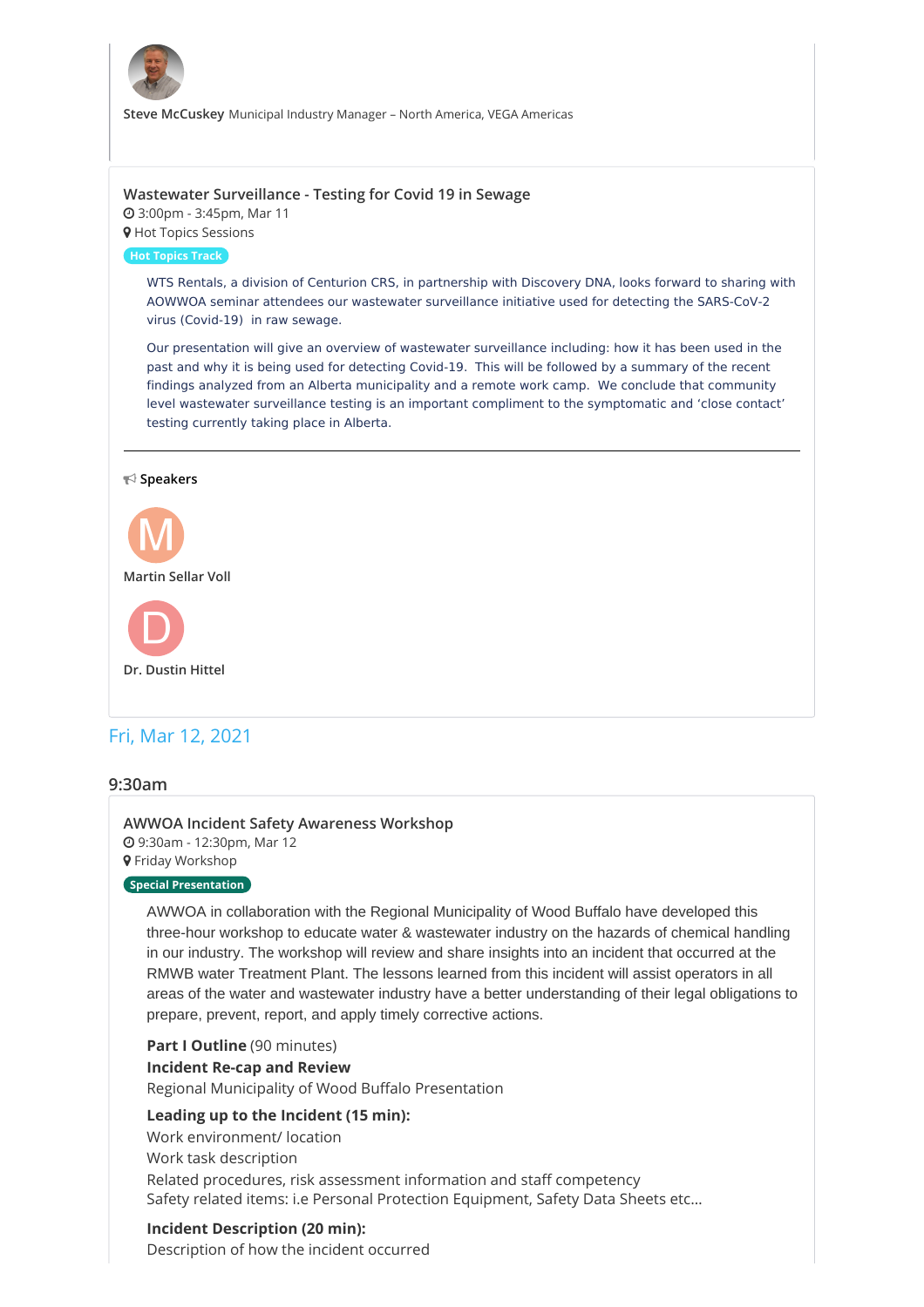**Steve McCuskey** Municipal Industry Manager – North America, VEGA Americas

### Wastewater Surveillance - Testing for Covid 19 in Sewage

3:00pm - 3:45pm, Mar 11

Hot Topics Sessions

Hot Topics Track

WTS Rentals, a division of Centurion CRS, in partnership with Discovery DNA, looks forward to sharing with AOWWOA seminar attendees our wastewater surveillance initiative used for detecting the SARS-CoV-2 virus (Covid-19) in raw sewage.

Our presentation will give an overview of wastewater surveillance including: how it has been used in the past and why it is being used for detecting Covid-19. This will be followed by a summary of the recent findings analyzed from an Alberta municipality and a remote work camp. We conclude that community level wastewater surveillance testing is an important compliment to the symptomatic and 'close contact' testing currently taking place in Alberta.

---

**Speakers**

M

**Martin Sellar Voll**

D

**Dr. Dustin Hittel**

## Fri, Mar 12, 2021

### 9:30am

### AWWOA Incident Safety Awareness Workshop

9:30am - 12:30pm, Mar 12

Friday Workshop

Special Presentation

AWWOA in collaboration with the Regional Municipality of Wood Buffalo have developed this three-hour workshop to educate water & wastewater industry on the hazards of chemical handling in our industry. The workshop will review and share insights into an incident that occurred at the RMWB water Treatment Plant. The lessons learned from this incident will assist operators in all areas of the water and wastewater industry have a better understanding of their legal obligations to prepare, prevent, report, and apply timely corrective actions.

**Part I Outline** (90 minutes)
**Incident Re-cap and Review**
Regional Municipality of Wood Buffalo Presentation

**Leading up to the Incident (15 min):**
Work environment/ location
Work task description
Related procedures, risk assessment information and staff competency
Safety related items: i.e Personal Protection Equipment, Safety Data Sheets etc...

**Incident Description (20 min):**
Description of how the incident occurred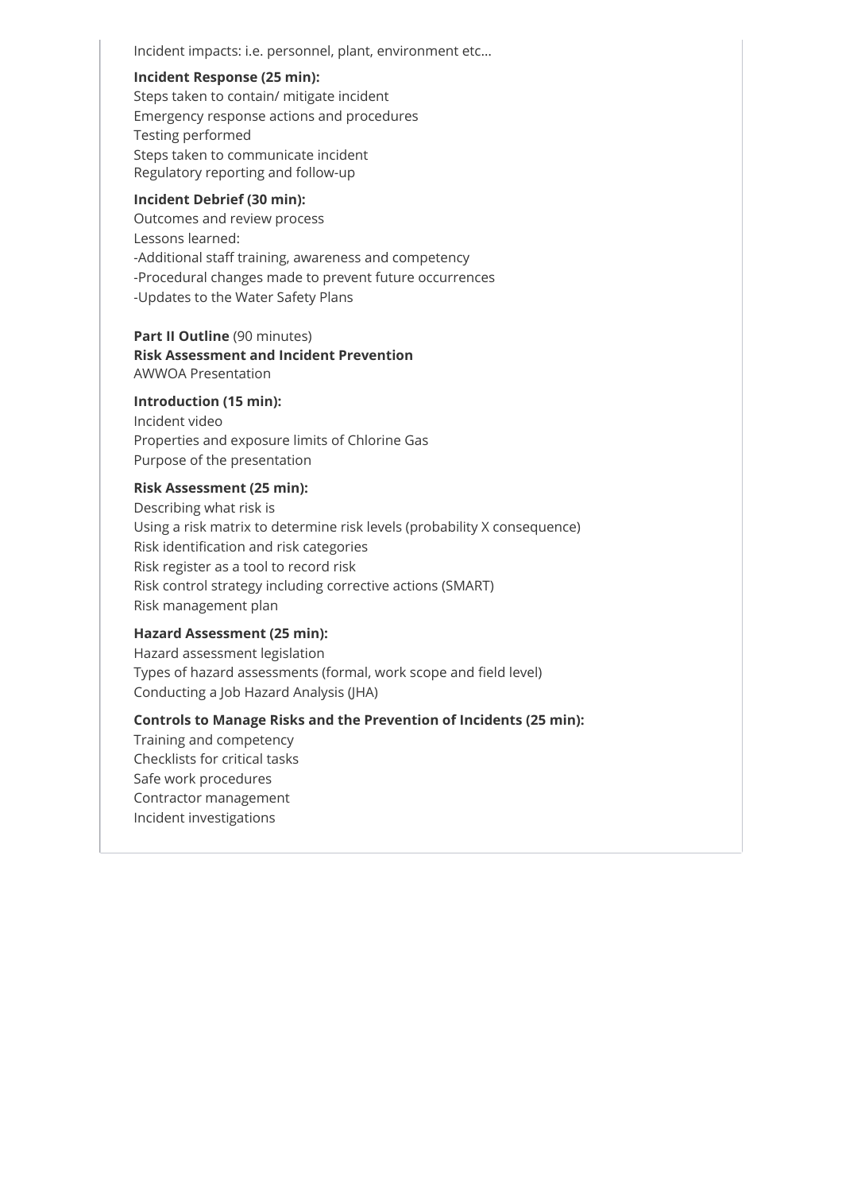Incident impacts: i.e. personnel, plant, environment etc…

**Incident Response (25 min):**
Steps taken to contain/ mitigate incident
Emergency response actions and procedures
Testing performed
Steps taken to communicate incident
Regulatory reporting and follow-up

**Incident Debrief (30 min):**
Outcomes and review process
Lessons learned:
-Additional staff training, awareness and competency
-Procedural changes made to prevent future occurrences
-Updates to the Water Safety Plans

**Part II Outline** (90 minutes)
**Risk Assessment and Incident Prevention**
AWWOA Presentation

**Introduction (15 min):**
Incident video
Properties and exposure limits of Chlorine Gas
Purpose of the presentation

**Risk Assessment (25 min):**
Describing what risk is
Using a risk matrix to determine risk levels (probability X consequence)
Risk identification and risk categories
Risk register as a tool to record risk
Risk control strategy including corrective actions (SMART)
Risk management plan

**Hazard Assessment (25 min):**
Hazard assessment legislation
Types of hazard assessments (formal, work scope and field level)
Conducting a Job Hazard Analysis (JHA)

**Controls to Manage Risks and the Prevention of Incidents (25 min):**
Training and competency
Checklists for critical tasks
Safe work procedures
Contractor management
Incident investigations